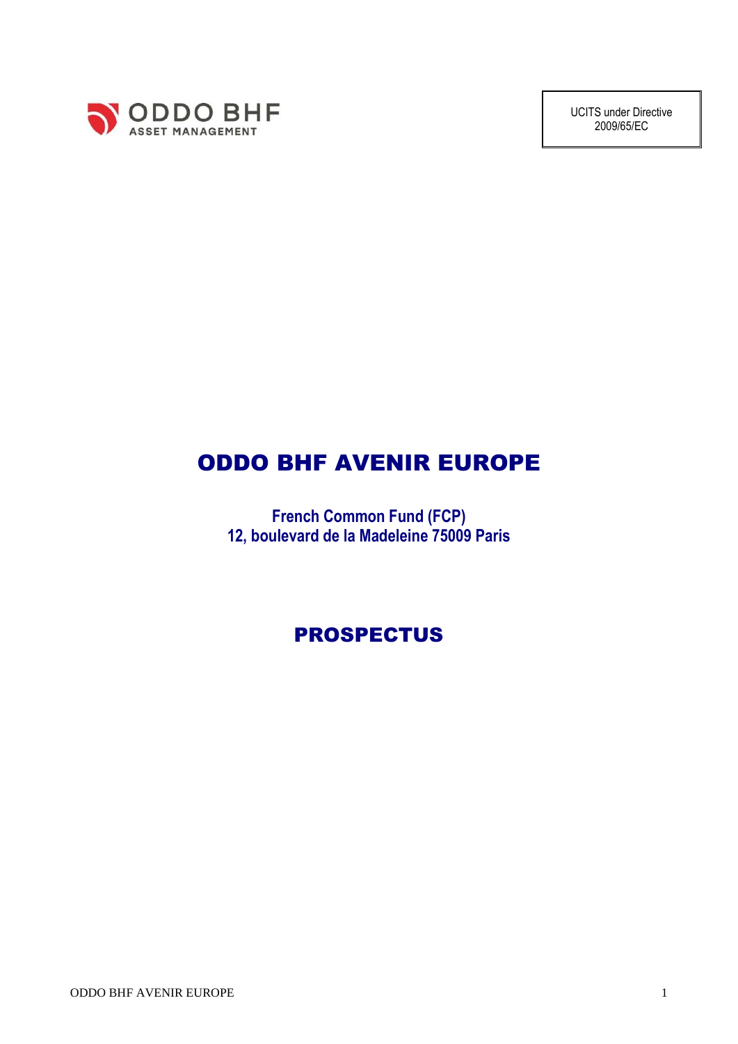ODDO BHF ASSET MANAGEMENT

UCITS under Directive 2009/65/EC

# ODDO BHF AVENIR EUROPE

**French Common Fund (FCP)**
**12, boulevard de la Madeleine 75009 Paris**

# PROSPECTUS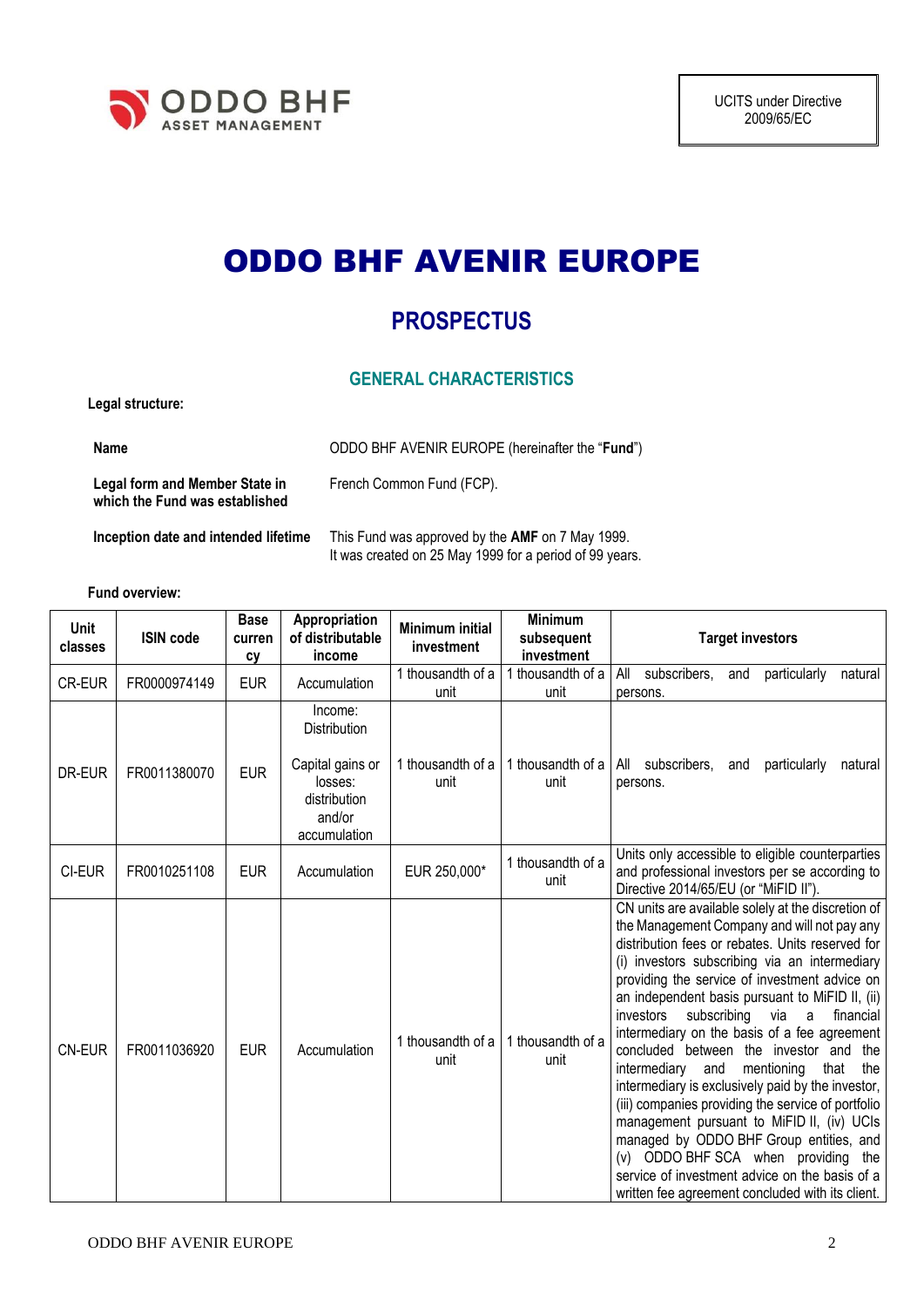UCITS under Directive 2009/65/EC

# ODDO BHF AVENIR EUROPE

## PROSPECTUS

### GENERAL CHARACTERISTICS

**Legal structure:**

| | |
|---|---|
| **Name** | ODDO BHF AVENIR EUROPE (hereinafter the "**Fund**") |
| **Legal form and Member State in which the Fund was established** | French Common Fund (FCP). |
| **Inception date and intended lifetime** | This Fund was approved by the **AMF** on 7 May 1999.<br>It was created on 25 May 1999 for a period of 99 years. |

**Fund overview:**

| Unit classes | ISIN code | Base currency | Appropriation of distributable income | Minimum initial investment | Minimum subsequent investment | Target investors |
|---|---|---|---|---|---|---|
| CR-EUR | FR0000974149 | EUR | Accumulation | 1 thousandth of a unit | 1 thousandth of a unit | All subscribers, and particularly natural persons. |
| DR-EUR | FR0011380070 | EUR | Income: Distribution<br><br>Capital gains or losses: distribution and/or accumulation | 1 thousandth of a unit | 1 thousandth of a unit | All subscribers, and particularly natural persons. |
| CI-EUR | FR0010251108 | EUR | Accumulation | EUR 250,000* | 1 thousandth of a unit | Units only accessible to eligible counterparties and professional investors per se according to Directive 2014/65/EU (or "MiFID II"). |
| CN-EUR | FR0011036920 | EUR | Accumulation | 1 thousandth of a unit | 1 thousandth of a unit | CN units are available solely at the discretion of the Management Company and will not pay any distribution fees or rebates. Units reserved for (i) investors subscribing via an intermediary providing the service of investment advice on an independent basis pursuant to MiFID II, (ii) investors subscribing via a financial intermediary on the basis of a fee agreement concluded between the investor and the intermediary and mentioning that the intermediary is exclusively paid by the investor, (iii) companies providing the service of portfolio management pursuant to MiFID II, (iv) UCIs managed by ODDO BHF Group entities, and (v) ODDO BHF SCA when providing the service of investment advice on the basis of a written fee agreement concluded with its client. |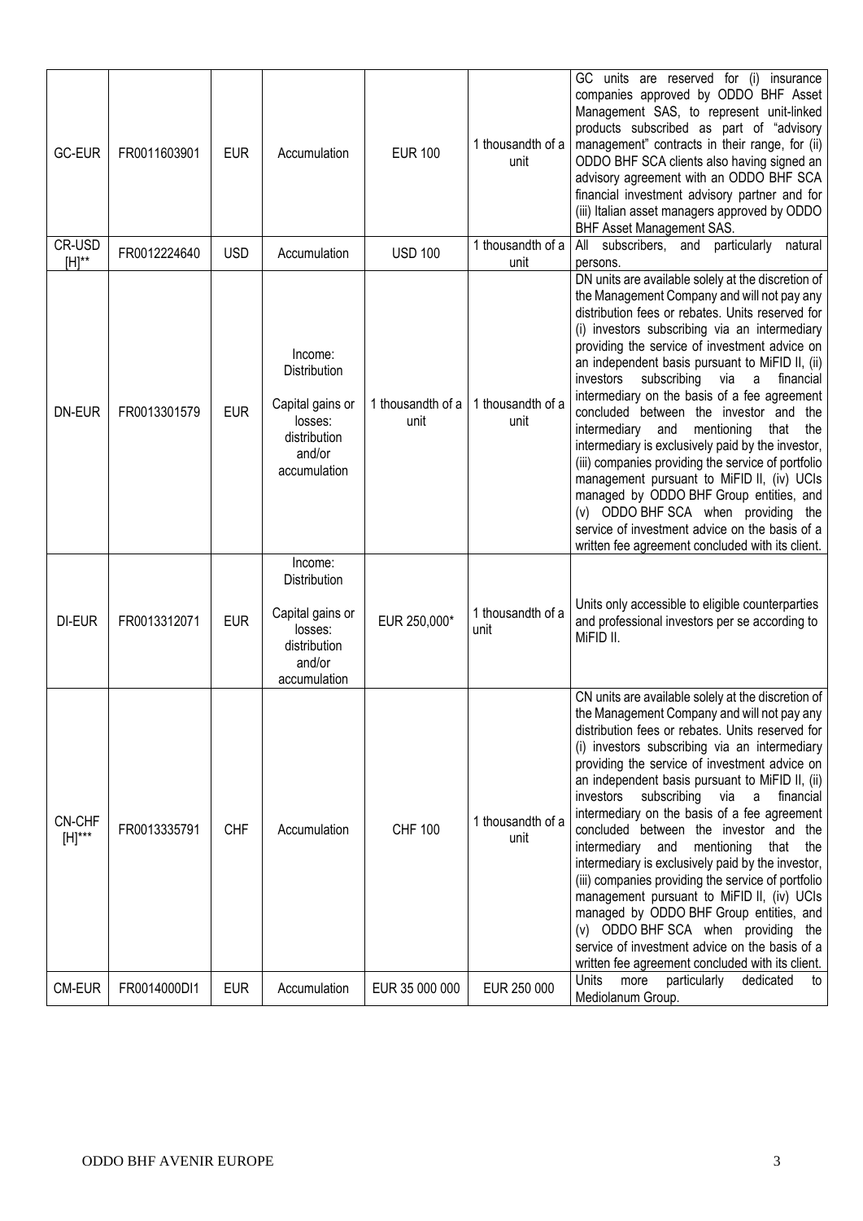| GC-EUR | FR0011603901 | EUR | Accumulation | EUR 100 | 1 thousandth of a unit | GC units are reserved for (i) insurance companies approved by ODDO BHF Asset Management SAS, to represent unit-linked products subscribed as part of "advisory management" contracts in their range, for (ii) ODDO BHF SCA clients also having signed an advisory agreement with an ODDO BHF SCA financial investment advisory partner and for (iii) Italian asset managers approved by ODDO BHF Asset Management SAS. |
|---|---|---|---|---|---|---|
| CR-USD [H]** | FR0012224640 | USD | Accumulation | USD 100 | 1 thousandth of a unit | All subscribers, and particularly natural persons. |
| DN-EUR | FR0013301579 | EUR | Income: Distribution<br><br>Capital gains or losses: distribution and/or accumulation | 1 thousandth of a unit | 1 thousandth of a unit | DN units are available solely at the discretion of the Management Company and will not pay any distribution fees or rebates. Units reserved for (i) investors subscribing via an intermediary providing the service of investment advice on an independent basis pursuant to MiFID II, (ii) investors subscribing via a financial intermediary on the basis of a fee agreement concluded between the investor and the intermediary and mentioning that the intermediary is exclusively paid by the investor, (iii) companies providing the service of portfolio management pursuant to MiFID II, (iv) UCIs managed by ODDO BHF Group entities, and (v) ODDO BHF SCA when providing the service of investment advice on the basis of a written fee agreement concluded with its client. |
| DI-EUR | FR0013312071 | EUR | Income: Distribution<br><br>Capital gains or losses: distribution and/or accumulation | EUR 250,000* | 1 thousandth of a unit | Units only accessible to eligible counterparties and professional investors per se according to MiFID II. |
| CN-CHF [H]*** | FR0013335791 | CHF | Accumulation | CHF 100 | 1 thousandth of a unit | CN units are available solely at the discretion of the Management Company and will not pay any distribution fees or rebates. Units reserved for (i) investors subscribing via an intermediary providing the service of investment advice on an independent basis pursuant to MiFID II, (ii) investors subscribing via a financial intermediary on the basis of a fee agreement concluded between the investor and the intermediary and mentioning that the intermediary is exclusively paid by the investor, (iii) companies providing the service of portfolio management pursuant to MiFID II, (iv) UCIs managed by ODDO BHF Group entities, and (v) ODDO BHF SCA when providing the service of investment advice on the basis of a written fee agreement concluded with its client. |
| CM-EUR | FR0014000DI1 | EUR | Accumulation | EUR 35 000 000 | EUR 250 000 | Units more particularly dedicated to Mediolanum Group. |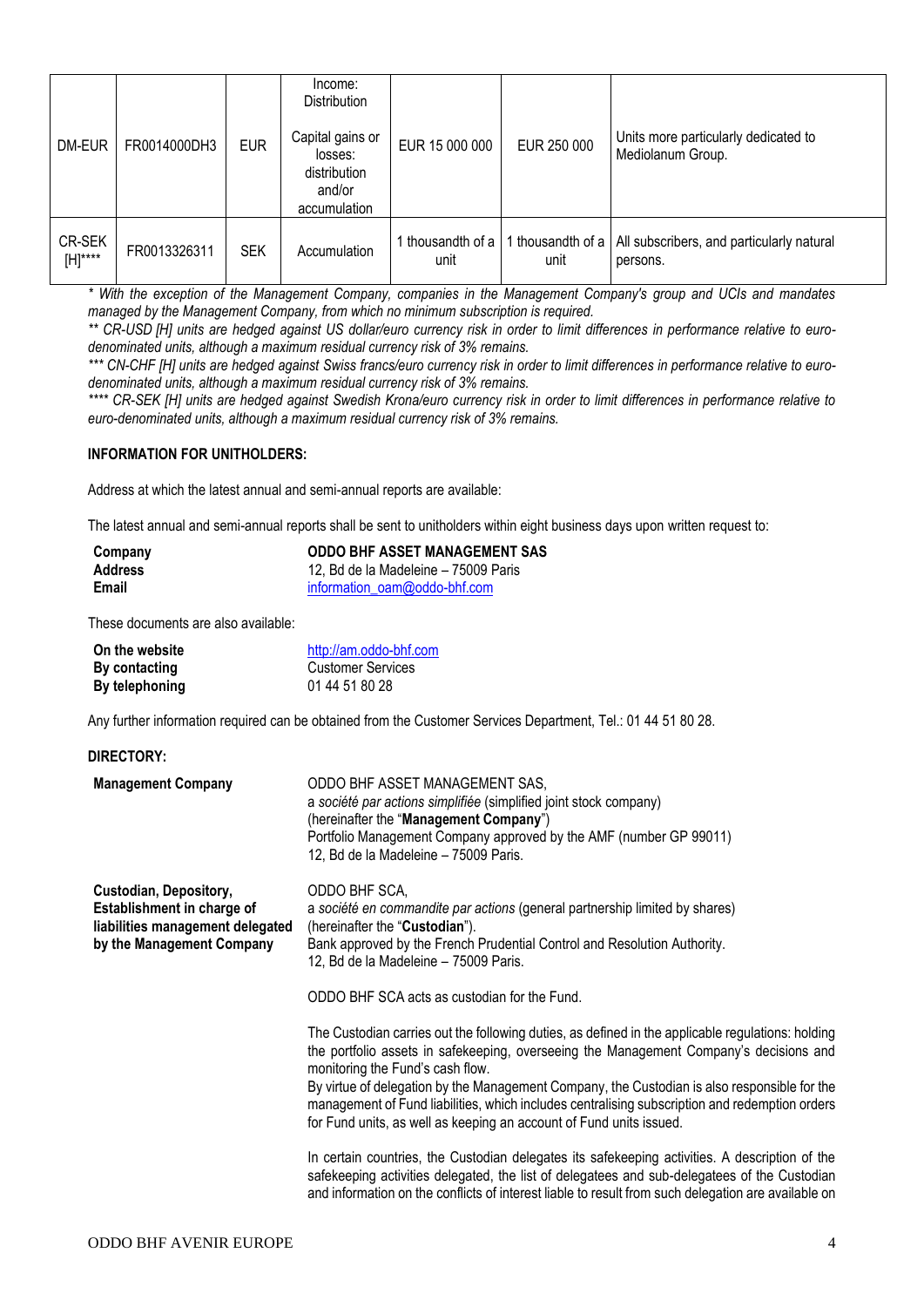| DM-EUR | FR0014000DH3 | EUR | Income: Distribution<br><br>Capital gains or losses: distribution and/or accumulation | EUR 15 000 000 | EUR 250 000 | Units more particularly dedicated to Mediolanum Group. |
|---|---|---|---|---|---|---|
| CR-SEK [H]**** | FR0013326311 | SEK | Accumulation | 1 thousandth of a unit | 1 thousandth of a unit | All subscribers, and particularly natural persons. |

*\* With the exception of the Management Company, companies in the Management Company's group and UCIs and mandates managed by the Management Company, from which no minimum subscription is required.*

*\*\* CR-USD [H] units are hedged against US dollar/euro currency risk in order to limit differences in performance relative to euro-denominated units, although a maximum residual currency risk of 3% remains.*

*\*\*\* CN-CHF [H] units are hedged against Swiss francs/euro currency risk in order to limit differences in performance relative to euro-denominated units, although a maximum residual currency risk of 3% remains.*

*\*\*\*\* CR-SEK [H] units are hedged against Swedish Krona/euro currency risk in order to limit differences in performance relative to euro-denominated units, although a maximum residual currency risk of 3% remains.*

**INFORMATION FOR UNITHOLDERS:**

Address at which the latest annual and semi-annual reports are available:

The latest annual and semi-annual reports shall be sent to unitholders within eight business days upon written request to:

| | |
|---|---|
| **Company** | **ODDO BHF ASSET MANAGEMENT SAS** |
| **Address** | 12, Bd de la Madeleine – 75009 Paris |
| **Email** | information_oam@oddo-bhf.com |

These documents are also available:

| | |
|---|---|
| **On the website** | http://am.oddo-bhf.com |
| **By contacting** | Customer Services |
| **By telephoning** | 01 44 51 80 28 |

Any further information required can be obtained from the Customer Services Department, Tel.: 01 44 51 80 28.

**DIRECTORY:**

**Management Company**

ODDO BHF ASSET MANAGEMENT SAS,
a *société par actions simplifiée* (simplified joint stock company)
(hereinafter the "**Management Company**")
Portfolio Management Company approved by the AMF (number GP 99011)
12, Bd de la Madeleine – 75009 Paris.

**Custodian, Depository, Establishment in charge of liabilities management delegated by the Management Company**

ODDO BHF SCA,
a *société en commandite par actions* (general partnership limited by shares)
(hereinafter the "**Custodian**").
Bank approved by the French Prudential Control and Resolution Authority.
12, Bd de la Madeleine – 75009 Paris.

ODDO BHF SCA acts as custodian for the Fund.

The Custodian carries out the following duties, as defined in the applicable regulations: holding the portfolio assets in safekeeping, overseeing the Management Company's decisions and monitoring the Fund's cash flow.
By virtue of delegation by the Management Company, the Custodian is also responsible for the management of Fund liabilities, which includes centralising subscription and redemption orders for Fund units, as well as keeping an account of Fund units issued.

In certain countries, the Custodian delegates its safekeeping activities. A description of the safekeeping activities delegated, the list of delegatees and sub-delegatees of the Custodian and information on the conflicts of interest liable to result from such delegation are available on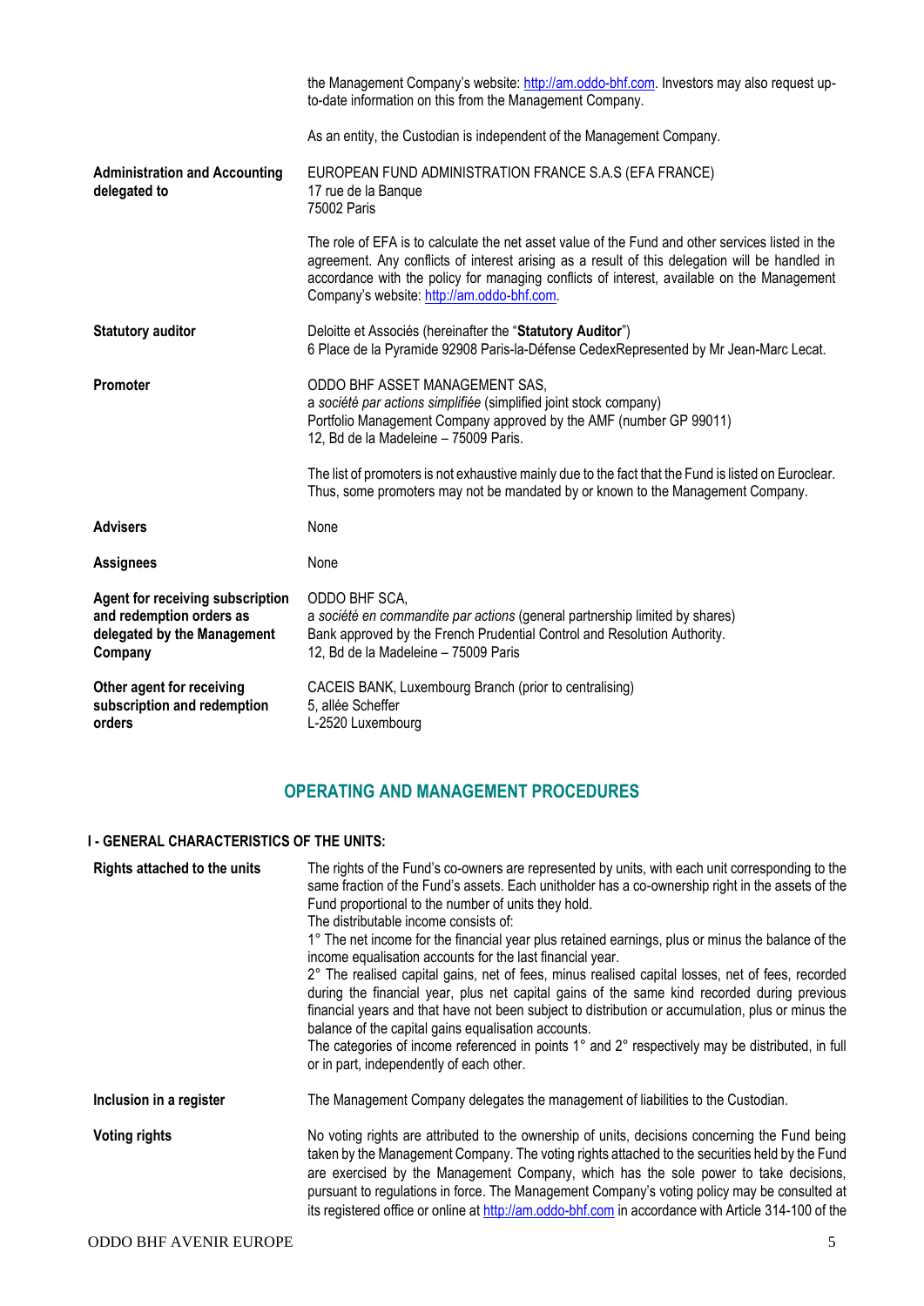| | |
|---|---|
| | the Management Company's website: http://am.oddo-bhf.com. Investors may also request up-to-date information on this from the Management Company.<br><br>As an entity, the Custodian is independent of the Management Company. |
| **Administration and Accounting delegated to** | EUROPEAN FUND ADMINISTRATION FRANCE S.A.S (EFA FRANCE)<br>17 rue de la Banque<br>75002 Paris<br><br>The role of EFA is to calculate the net asset value of the Fund and other services listed in the agreement. Any conflicts of interest arising as a result of this delegation will be handled in accordance with the policy for managing conflicts of interest, available on the Management Company's website: http://am.oddo-bhf.com. |
| **Statutory auditor** | Deloitte et Associés (hereinafter the "**Statutory Auditor**")<br>6 Place de la Pyramide 92908 Paris-la-Défense CedexRepresented by Mr Jean-Marc Lecat. |
| **Promoter** | ODDO BHF ASSET MANAGEMENT SAS,<br>a *société par actions simplifiée* (simplified joint stock company)<br>Portfolio Management Company approved by the AMF (number GP 99011)<br>12, Bd de la Madeleine – 75009 Paris.<br><br>The list of promoters is not exhaustive mainly due to the fact that the Fund is listed on Euroclear. Thus, some promoters may not be mandated by or known to the Management Company. |
| **Advisers** | None |
| **Assignees** | None |
| **Agent for receiving subscription and redemption orders as delegated by the Management Company** | ODDO BHF SCA,<br>a *société en commandite par actions* (general partnership limited by shares)<br>Bank approved by the French Prudential Control and Resolution Authority.<br>12, Bd de la Madeleine – 75009 Paris |
| **Other agent for receiving subscription and redemption orders** | CACEIS BANK, Luxembourg Branch (prior to centralising)<br>5, allée Scheffer<br>L-2520 Luxembourg |

## OPERATING AND MANAGEMENT PROCEDURES

### I - GENERAL CHARACTERISTICS OF THE UNITS:

| | |
|---|---|
| **Rights attached to the units** | The rights of the Fund's co-owners are represented by units, with each unit corresponding to the same fraction of the Fund's assets. Each unitholder has a co-ownership right in the assets of the Fund proportional to the number of units they hold.<br>The distributable income consists of:<br>1° The net income for the financial year plus retained earnings, plus or minus the balance of the income equalisation accounts for the last financial year.<br>2° The realised capital gains, net of fees, minus realised capital losses, net of fees, recorded during the financial year, plus net capital gains of the same kind recorded during previous financial years and that have not been subject to distribution or accumulation, plus or minus the balance of the capital gains equalisation accounts.<br>The categories of income referenced in points 1° and 2° respectively may be distributed, in full or in part, independently of each other. |
| **Inclusion in a register** | The Management Company delegates the management of liabilities to the Custodian. |
| **Voting rights** | No voting rights are attributed to the ownership of units, decisions concerning the Fund being taken by the Management Company. The voting rights attached to the securities held by the Fund are exercised by the Management Company, which has the sole power to take decisions, pursuant to regulations in force. The Management Company's voting policy may be consulted at its registered office or online at http://am.oddo-bhf.com in accordance with Article 314-100 of the |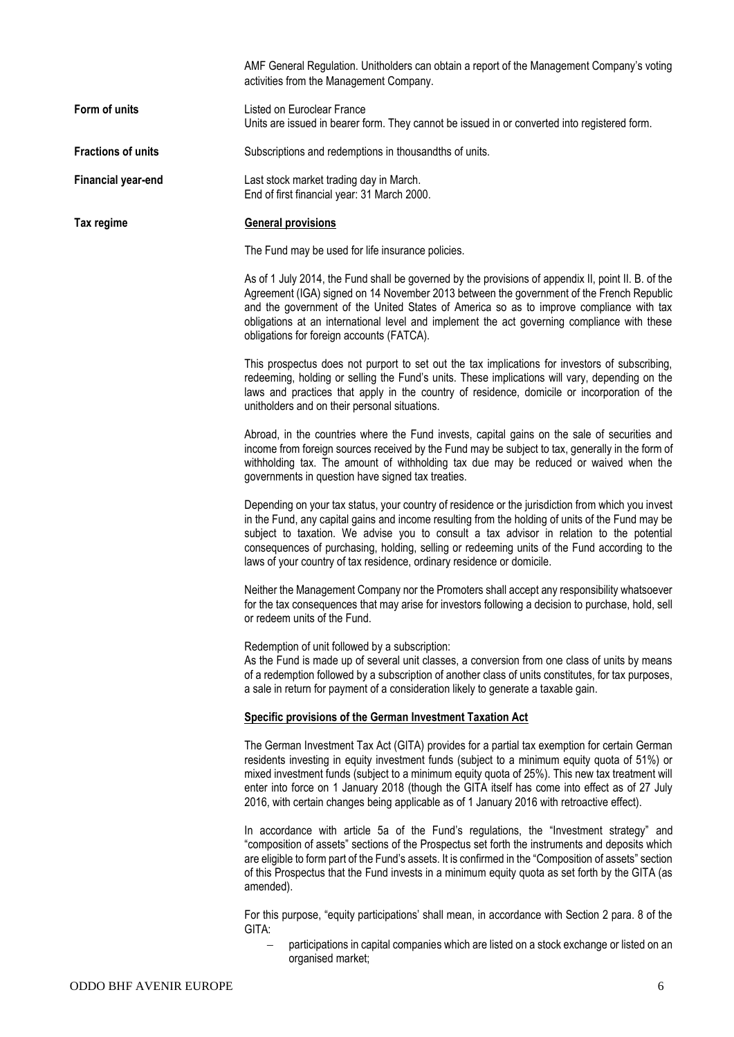AMF General Regulation. Unitholders can obtain a report of the Management Company's voting activities from the Management Company.

**Form of units**

Listed on Euroclear France
Units are issued in bearer form. They cannot be issued in or converted into registered form.

**Fractions of units**

Subscriptions and redemptions in thousandths of units.

**Financial year-end**

Last stock market trading day in March.
End of first financial year: 31 March 2000.

**Tax regime**

**General provisions**

The Fund may be used for life insurance policies.

As of 1 July 2014, the Fund shall be governed by the provisions of appendix II, point II. B. of the Agreement (IGA) signed on 14 November 2013 between the government of the French Republic and the government of the United States of America so as to improve compliance with tax obligations at an international level and implement the act governing compliance with these obligations for foreign accounts (FATCA).

This prospectus does not purport to set out the tax implications for investors of subscribing, redeeming, holding or selling the Fund's units. These implications will vary, depending on the laws and practices that apply in the country of residence, domicile or incorporation of the unitholders and on their personal situations.

Abroad, in the countries where the Fund invests, capital gains on the sale of securities and income from foreign sources received by the Fund may be subject to tax, generally in the form of withholding tax. The amount of withholding tax due may be reduced or waived when the governments in question have signed tax treaties.

Depending on your tax status, your country of residence or the jurisdiction from which you invest in the Fund, any capital gains and income resulting from the holding of units of the Fund may be subject to taxation. We advise you to consult a tax advisor in relation to the potential consequences of purchasing, holding, selling or redeeming units of the Fund according to the laws of your country of tax residence, ordinary residence or domicile.

Neither the Management Company nor the Promoters shall accept any responsibility whatsoever for the tax consequences that may arise for investors following a decision to purchase, hold, sell or redeem units of the Fund.

Redemption of unit followed by a subscription:
As the Fund is made up of several unit classes, a conversion from one class of units by means of a redemption followed by a subscription of another class of units constitutes, for tax purposes, a sale in return for payment of a consideration likely to generate a taxable gain.

**Specific provisions of the German Investment Taxation Act**

The German Investment Tax Act (GITA) provides for a partial tax exemption for certain German residents investing in equity investment funds (subject to a minimum equity quota of 51%) or mixed investment funds (subject to a minimum equity quota of 25%). This new tax treatment will enter into force on 1 January 2018 (though the GITA itself has come into effect as of 27 July 2016, with certain changes being applicable as of 1 January 2016 with retroactive effect).

In accordance with article 5a of the Fund's regulations, the "Investment strategy" and "composition of assets" sections of the Prospectus set forth the instruments and deposits which are eligible to form part of the Fund's assets. It is confirmed in the "Composition of assets" section of this Prospectus that the Fund invests in a minimum equity quota as set forth by the GITA (as amended).

For this purpose, "equity participations' shall mean, in accordance with Section 2 para. 8 of the GITA:

- participations in capital companies which are listed on a stock exchange or listed on an organised market;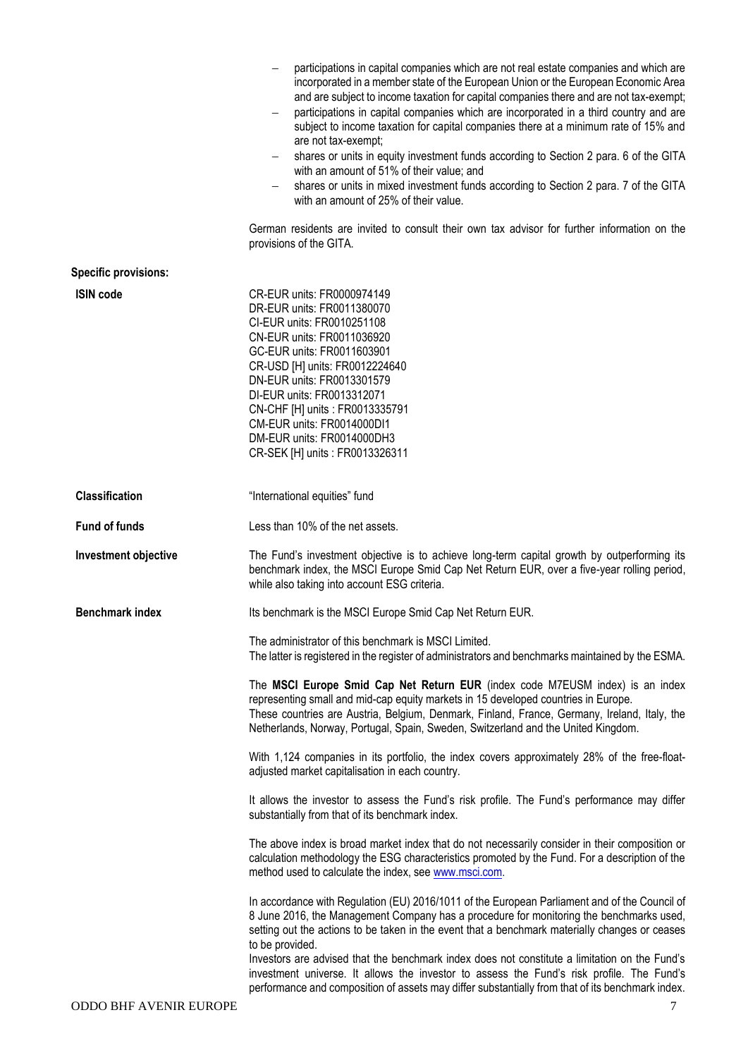- participations in capital companies which are not real estate companies and which are incorporated in a member state of the European Union or the European Economic Area and are subject to income taxation for capital companies there and are not tax-exempt;
- participations in capital companies which are incorporated in a third country and are subject to income taxation for capital companies there at a minimum rate of 15% and are not tax-exempt;
- shares or units in equity investment funds according to Section 2 para. 6 of the GITA with an amount of 51% of their value; and
- shares or units in mixed investment funds according to Section 2 para. 7 of the GITA with an amount of 25% of their value.

German residents are invited to consult their own tax advisor for further information on the provisions of the GITA.

**Specific provisions:**

**ISIN code**

CR-EUR units: FR0000974149
DR-EUR units: FR0011380070
CI-EUR units: FR0010251108
CN-EUR units: FR0011036920
GC-EUR units: FR0011603901
CR-USD [H] units: FR0012224640
DN-EUR units: FR0013301579
DI-EUR units: FR0013312071
CN-CHF [H] units : FR0013335791
CM-EUR units: FR0014000DI1
DM-EUR units: FR0014000DH3
CR-SEK [H] units : FR0013326311

**Classification**

"International equities" fund

**Fund of funds**

Less than 10% of the net assets.

**Investment objective**

The Fund's investment objective is to achieve long-term capital growth by outperforming its benchmark index, the MSCI Europe Smid Cap Net Return EUR, over a five-year rolling period, while also taking into account ESG criteria.

**Benchmark index**

Its benchmark is the MSCI Europe Smid Cap Net Return EUR.

The administrator of this benchmark is MSCI Limited.
The latter is registered in the register of administrators and benchmarks maintained by the ESMA.

The **MSCI Europe Smid Cap Net Return EUR** (index code M7EUSM index) is an index representing small and mid-cap equity markets in 15 developed countries in Europe.
These countries are Austria, Belgium, Denmark, Finland, France, Germany, Ireland, Italy, the Netherlands, Norway, Portugal, Spain, Sweden, Switzerland and the United Kingdom.

With 1,124 companies in its portfolio, the index covers approximately 28% of the free-float-adjusted market capitalisation in each country.

It allows the investor to assess the Fund's risk profile. The Fund's performance may differ substantially from that of its benchmark index.

The above index is broad market index that do not necessarily consider in their composition or calculation methodology the ESG characteristics promoted by the Fund. For a description of the method used to calculate the index, see www.msci.com.

In accordance with Regulation (EU) 2016/1011 of the European Parliament and of the Council of 8 June 2016, the Management Company has a procedure for monitoring the benchmarks used, setting out the actions to be taken in the event that a benchmark materially changes or ceases to be provided.
Investors are advised that the benchmark index does not constitute a limitation on the Fund's investment universe. It allows the investor to assess the Fund's risk profile. The Fund's performance and composition of assets may differ substantially from that of its benchmark index.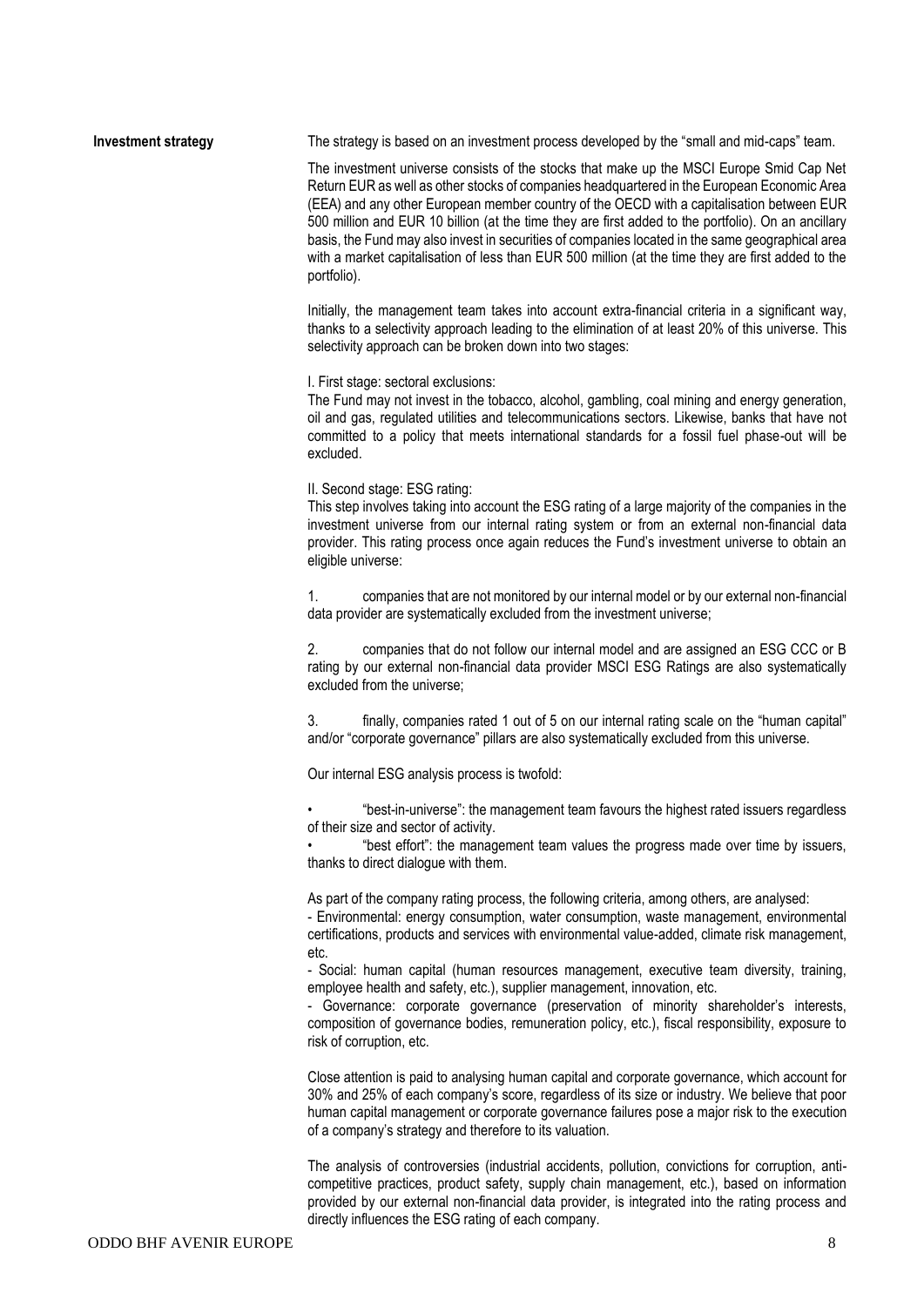**Investment strategy**

The strategy is based on an investment process developed by the "small and mid-caps" team.

The investment universe consists of the stocks that make up the MSCI Europe Smid Cap Net Return EUR as well as other stocks of companies headquartered in the European Economic Area (EEA) and any other European member country of the OECD with a capitalisation between EUR 500 million and EUR 10 billion (at the time they are first added to the portfolio). On an ancillary basis, the Fund may also invest in securities of companies located in the same geographical area with a market capitalisation of less than EUR 500 million (at the time they are first added to the portfolio).

Initially, the management team takes into account extra-financial criteria in a significant way, thanks to a selectivity approach leading to the elimination of at least 20% of this universe. This selectivity approach can be broken down into two stages:

I. First stage: sectoral exclusions:
The Fund may not invest in the tobacco, alcohol, gambling, coal mining and energy generation, oil and gas, regulated utilities and telecommunications sectors. Likewise, banks that have not committed to a policy that meets international standards for a fossil fuel phase-out will be excluded.

II. Second stage: ESG rating:
This step involves taking into account the ESG rating of a large majority of the companies in the investment universe from our internal rating system or from an external non-financial data provider. This rating process once again reduces the Fund's investment universe to obtain an eligible universe:

1. companies that are not monitored by our internal model or by our external non-financial data provider are systematically excluded from the investment universe;

2. companies that do not follow our internal model and are assigned an ESG CCC or B rating by our external non-financial data provider MSCI ESG Ratings are also systematically excluded from the universe;

3. finally, companies rated 1 out of 5 on our internal rating scale on the "human capital" and/or "corporate governance" pillars are also systematically excluded from this universe.

Our internal ESG analysis process is twofold:

- "best-in-universe": the management team favours the highest rated issuers regardless of their size and sector of activity.
- "best effort": the management team values the progress made over time by issuers, thanks to direct dialogue with them.

As part of the company rating process, the following criteria, among others, are analysed:
- Environmental: energy consumption, water consumption, waste management, environmental certifications, products and services with environmental value-added, climate risk management, etc.
- Social: human capital (human resources management, executive team diversity, training, employee health and safety, etc.), supplier management, innovation, etc.
- Governance: corporate governance (preservation of minority shareholder's interests, composition of governance bodies, remuneration policy, etc.), fiscal responsibility, exposure to risk of corruption, etc.

Close attention is paid to analysing human capital and corporate governance, which account for 30% and 25% of each company's score, regardless of its size or industry. We believe that poor human capital management or corporate governance failures pose a major risk to the execution of a company's strategy and therefore to its valuation.

The analysis of controversies (industrial accidents, pollution, convictions for corruption, anti-competitive practices, product safety, supply chain management, etc.), based on information provided by our external non-financial data provider, is integrated into the rating process and directly influences the ESG rating of each company.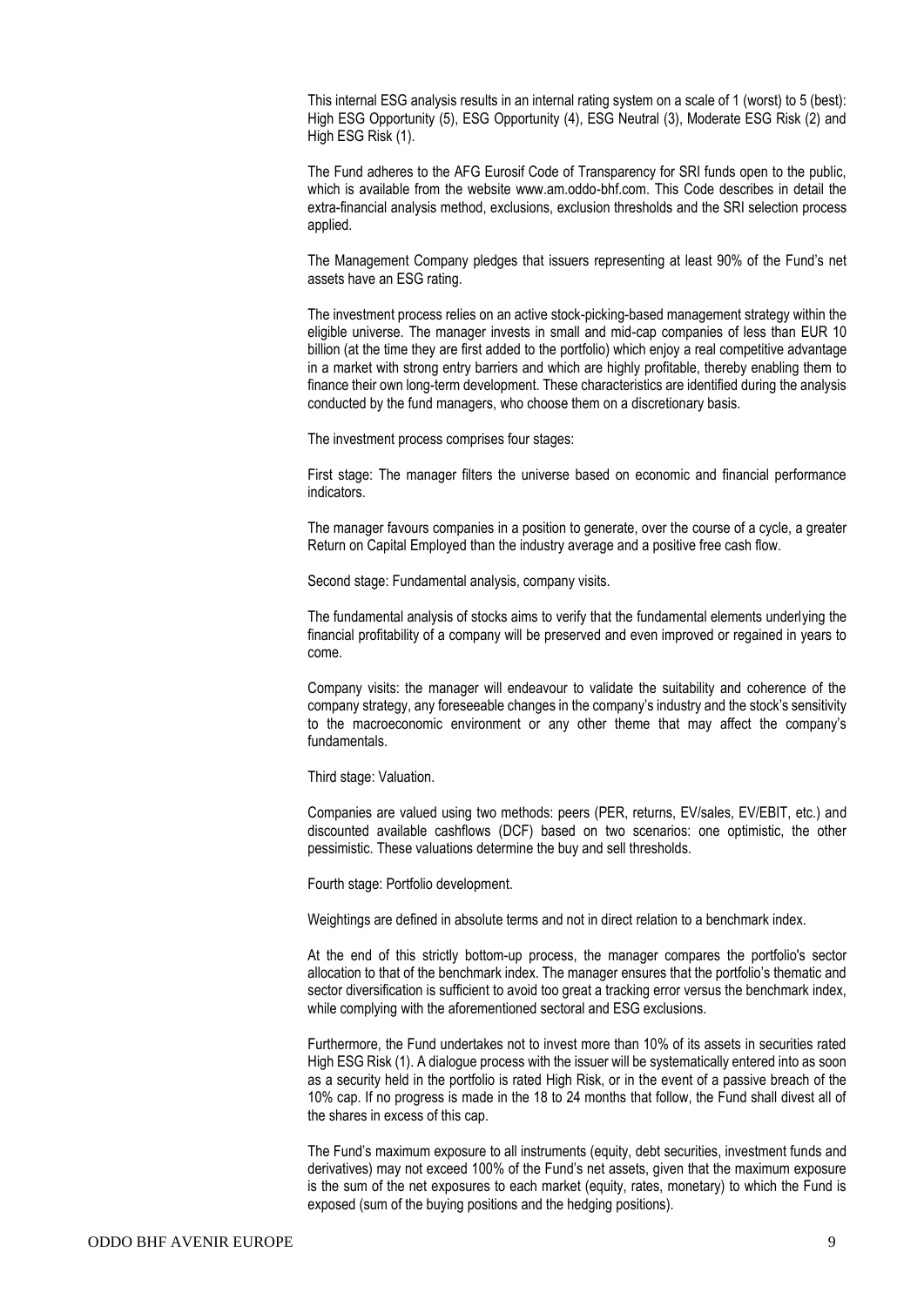This internal ESG analysis results in an internal rating system on a scale of 1 (worst) to 5 (best): High ESG Opportunity (5), ESG Opportunity (4), ESG Neutral (3), Moderate ESG Risk (2) and High ESG Risk (1).

The Fund adheres to the AFG Eurosif Code of Transparency for SRI funds open to the public, which is available from the website www.am.oddo-bhf.com. This Code describes in detail the extra-financial analysis method, exclusions, exclusion thresholds and the SRI selection process applied.

The Management Company pledges that issuers representing at least 90% of the Fund's net assets have an ESG rating.

The investment process relies on an active stock-picking-based management strategy within the eligible universe. The manager invests in small and mid-cap companies of less than EUR 10 billion (at the time they are first added to the portfolio) which enjoy a real competitive advantage in a market with strong entry barriers and which are highly profitable, thereby enabling them to finance their own long-term development. These characteristics are identified during the analysis conducted by the fund managers, who choose them on a discretionary basis.

The investment process comprises four stages:

First stage: The manager filters the universe based on economic and financial performance indicators.

The manager favours companies in a position to generate, over the course of a cycle, a greater Return on Capital Employed than the industry average and a positive free cash flow.

Second stage: Fundamental analysis, company visits.

The fundamental analysis of stocks aims to verify that the fundamental elements underlying the financial profitability of a company will be preserved and even improved or regained in years to come.

Company visits: the manager will endeavour to validate the suitability and coherence of the company strategy, any foreseeable changes in the company's industry and the stock's sensitivity to the macroeconomic environment or any other theme that may affect the company's fundamentals.

Third stage: Valuation.

Companies are valued using two methods: peers (PER, returns, EV/sales, EV/EBIT, etc.) and discounted available cashflows (DCF) based on two scenarios: one optimistic, the other pessimistic. These valuations determine the buy and sell thresholds.

Fourth stage: Portfolio development.

Weightings are defined in absolute terms and not in direct relation to a benchmark index.

At the end of this strictly bottom-up process, the manager compares the portfolio's sector allocation to that of the benchmark index. The manager ensures that the portfolio's thematic and sector diversification is sufficient to avoid too great a tracking error versus the benchmark index, while complying with the aforementioned sectoral and ESG exclusions.

Furthermore, the Fund undertakes not to invest more than 10% of its assets in securities rated High ESG Risk (1). A dialogue process with the issuer will be systematically entered into as soon as a security held in the portfolio is rated High Risk, or in the event of a passive breach of the 10% cap. If no progress is made in the 18 to 24 months that follow, the Fund shall divest all of the shares in excess of this cap.

The Fund's maximum exposure to all instruments (equity, debt securities, investment funds and derivatives) may not exceed 100% of the Fund's net assets, given that the maximum exposure is the sum of the net exposures to each market (equity, rates, monetary) to which the Fund is exposed (sum of the buying positions and the hedging positions).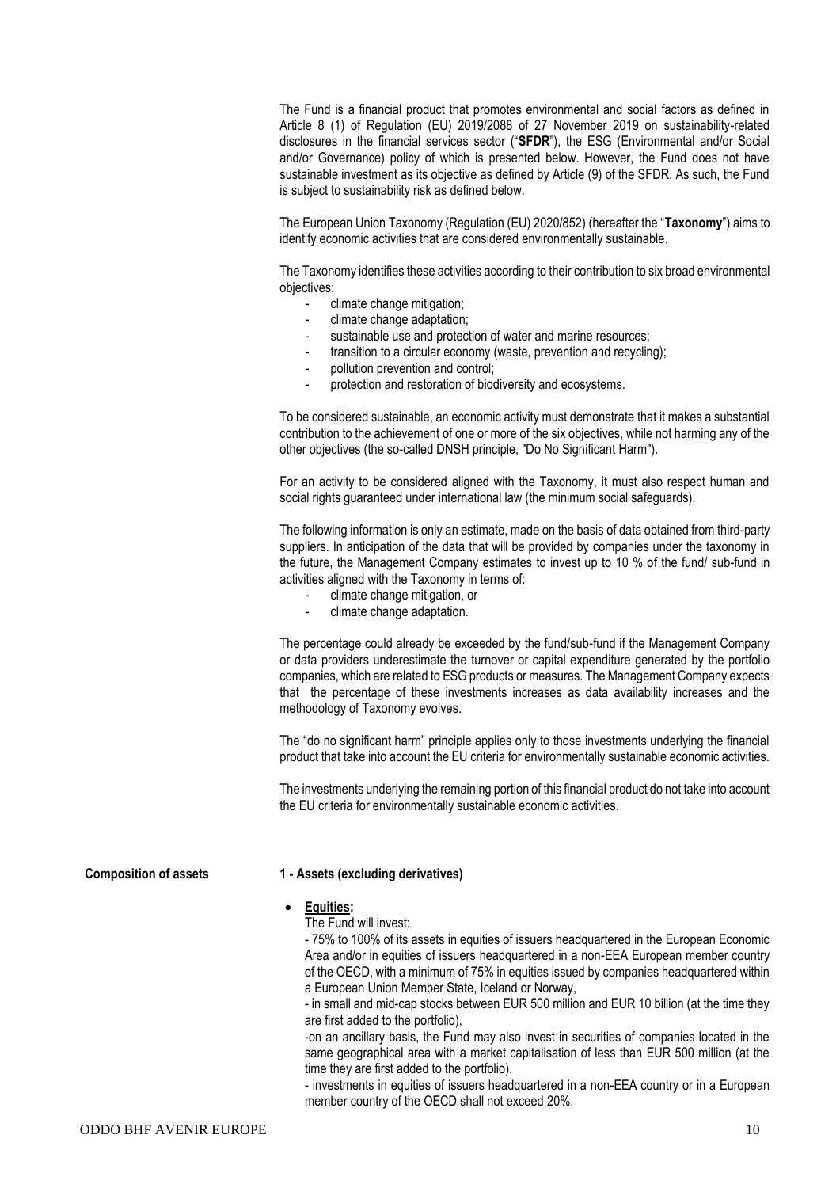The Fund is a financial product that promotes environmental and social factors as defined in Article 8 (1) of Regulation (EU) 2019/2088 of 27 November 2019 on sustainability-related disclosures in the financial services sector ("**SFDR**"), the ESG (Environmental and/or Social and/or Governance) policy of which is presented below. However, the Fund does not have sustainable investment as its objective as defined by Article (9) of the SFDR. As such, the Fund is subject to sustainability risk as defined below.

The European Union Taxonomy (Regulation (EU) 2020/852) (hereafter the "**Taxonomy**") aims to identify economic activities that are considered environmentally sustainable.

The Taxonomy identifies these activities according to their contribution to six broad environmental objectives:

- climate change mitigation;
- climate change adaptation;
- sustainable use and protection of water and marine resources;
- transition to a circular economy (waste, prevention and recycling);
- pollution prevention and control;
- protection and restoration of biodiversity and ecosystems.

To be considered sustainable, an economic activity must demonstrate that it makes a substantial contribution to the achievement of one or more of the six objectives, while not harming any of the other objectives (the so-called DNSH principle, "Do No Significant Harm").

For an activity to be considered aligned with the Taxonomy, it must also respect human and social rights guaranteed under international law (the minimum social safeguards).

The following information is only an estimate, made on the basis of data obtained from third-party suppliers. In anticipation of the data that will be provided by companies under the taxonomy in the future, the Management Company estimates to invest up to 10 % of the fund/ sub-fund in activities aligned with the Taxonomy in terms of:

- climate change mitigation, or
- climate change adaptation.

The percentage could already be exceeded by the fund/sub-fund if the Management Company or data providers underestimate the turnover or capital expenditure generated by the portfolio companies, which are related to ESG products or measures. The Management Company expects that the percentage of these investments increases as data availability increases and the methodology of Taxonomy evolves.

The "do no significant harm" principle applies only to those investments underlying the financial product that take into account the EU criteria for environmentally sustainable economic activities.

The investments underlying the remaining portion of this financial product do not take into account the EU criteria for environmentally sustainable economic activities.

**Composition of assets**

**1 - Assets (excluding derivatives)**

- **Equities:**

  The Fund will invest:

  - 75% to 100% of its assets in equities of issuers headquartered in the European Economic Area and/or in equities of issuers headquartered in a non-EEA European member country of the OECD, with a minimum of 75% in equities issued by companies headquartered within a European Union Member State, Iceland or Norway,

  - in small and mid-cap stocks between EUR 500 million and EUR 10 billion (at the time they are first added to the portfolio),

  -on an ancillary basis, the Fund may also invest in securities of companies located in the same geographical area with a market capitalisation of less than EUR 500 million (at the time they are first added to the portfolio).

  - investments in equities of issuers headquartered in a non-EEA country or in a European member country of the OECD shall not exceed 20%.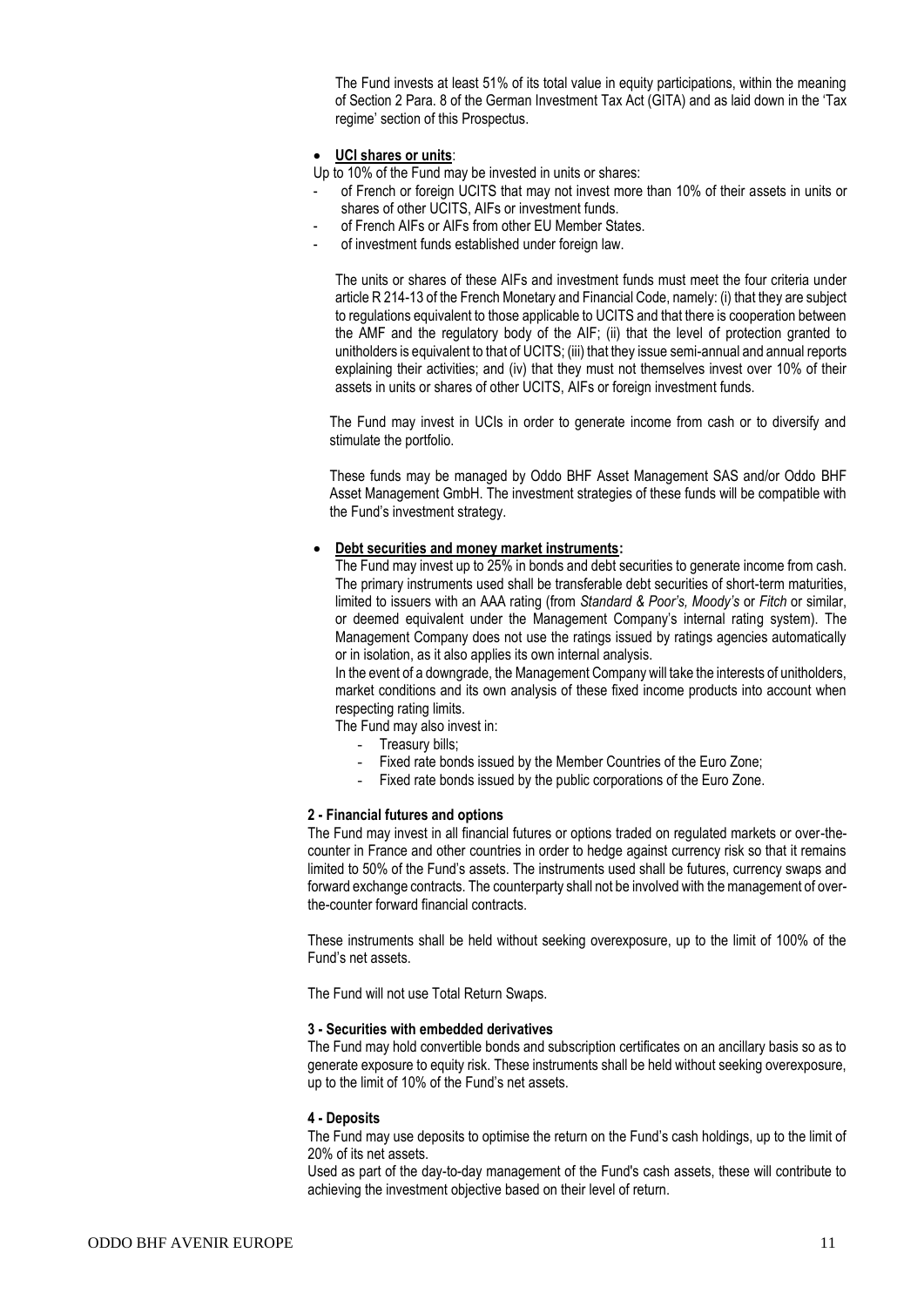The Fund invests at least 51% of its total value in equity participations, within the meaning of Section 2 Para. 8 of the German Investment Tax Act (GITA) and as laid down in the 'Tax regime' section of this Prospectus.

- **UCI shares or units**:

Up to 10% of the Fund may be invested in units or shares:

- of French or foreign UCITS that may not invest more than 10% of their assets in units or shares of other UCITS, AIFs or investment funds.
- of French AIFs or AIFs from other EU Member States.
- of investment funds established under foreign law.

The units or shares of these AIFs and investment funds must meet the four criteria under article R 214-13 of the French Monetary and Financial Code, namely: (i) that they are subject to regulations equivalent to those applicable to UCITS and that there is cooperation between the AMF and the regulatory body of the AIF; (ii) that the level of protection granted to unitholders is equivalent to that of UCITS; (iii) that they issue semi-annual and annual reports explaining their activities; and (iv) that they must not themselves invest over 10% of their assets in units or shares of other UCITS, AIFs or foreign investment funds.

The Fund may invest in UCIs in order to generate income from cash or to diversify and stimulate the portfolio.

These funds may be managed by Oddo BHF Asset Management SAS and/or Oddo BHF Asset Management GmbH. The investment strategies of these funds will be compatible with the Fund's investment strategy.

- **Debt securities and money market instruments:**

The Fund may invest up to 25% in bonds and debt securities to generate income from cash. The primary instruments used shall be transferable debt securities of short-term maturities, limited to issuers with an AAA rating (from *Standard & Poor's, Moody's* or *Fitch* or similar, or deemed equivalent under the Management Company's internal rating system). The Management Company does not use the ratings issued by ratings agencies automatically or in isolation, as it also applies its own internal analysis.

In the event of a downgrade, the Management Company will take the interests of unitholders, market conditions and its own analysis of these fixed income products into account when respecting rating limits.

The Fund may also invest in:

- Treasury bills;
- Fixed rate bonds issued by the Member Countries of the Euro Zone;
- Fixed rate bonds issued by the public corporations of the Euro Zone.

**2 - Financial futures and options**

The Fund may invest in all financial futures or options traded on regulated markets or over-the-counter in France and other countries in order to hedge against currency risk so that it remains limited to 50% of the Fund's assets. The instruments used shall be futures, currency swaps and forward exchange contracts. The counterparty shall not be involved with the management of over-the-counter forward financial contracts.

These instruments shall be held without seeking overexposure, up to the limit of 100% of the Fund's net assets.

The Fund will not use Total Return Swaps.

**3 - Securities with embedded derivatives**

The Fund may hold convertible bonds and subscription certificates on an ancillary basis so as to generate exposure to equity risk. These instruments shall be held without seeking overexposure, up to the limit of 10% of the Fund's net assets.

**4 - Deposits**

The Fund may use deposits to optimise the return on the Fund's cash holdings, up to the limit of 20% of its net assets.

Used as part of the day-to-day management of the Fund's cash assets, these will contribute to achieving the investment objective based on their level of return.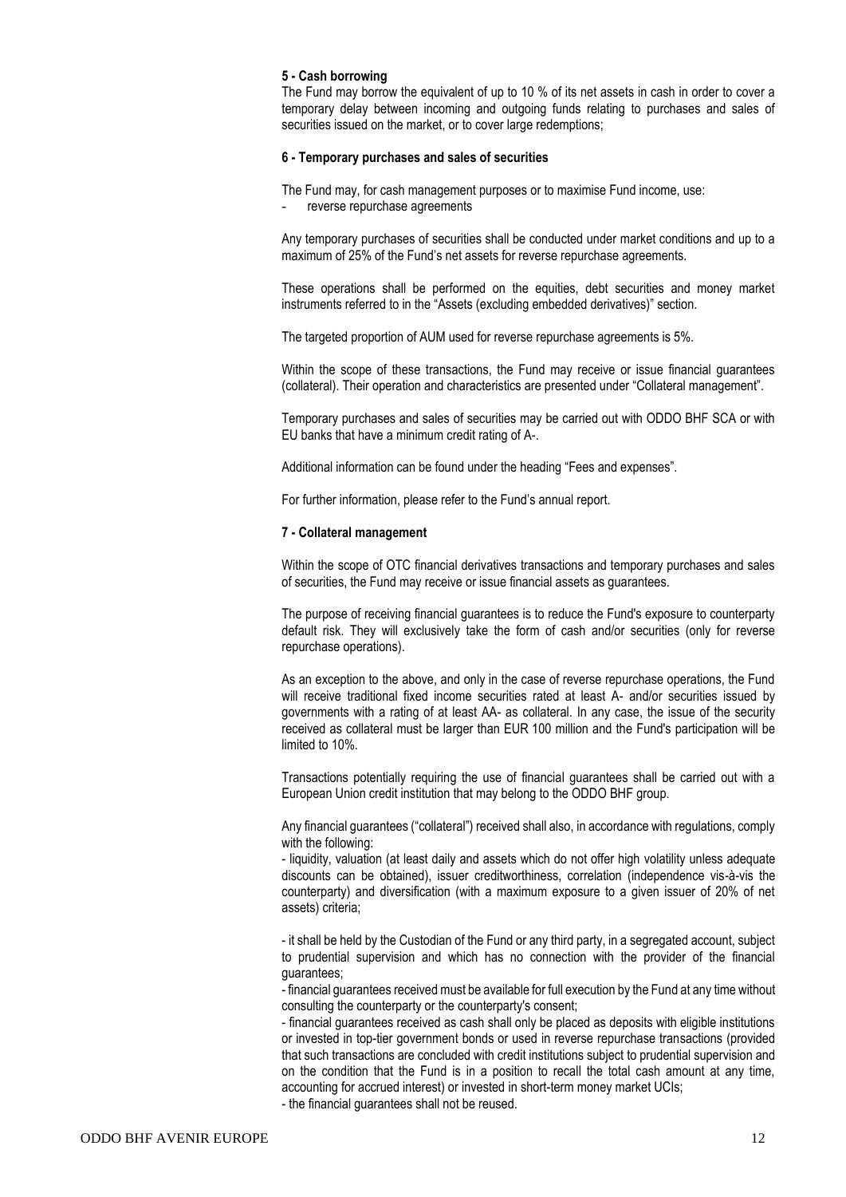**5 - Cash borrowing**

The Fund may borrow the equivalent of up to 10 % of its net assets in cash in order to cover a temporary delay between incoming and outgoing funds relating to purchases and sales of securities issued on the market, or to cover large redemptions;

**6 - Temporary purchases and sales of securities**

The Fund may, for cash management purposes or to maximise Fund income, use:

- reverse repurchase agreements

Any temporary purchases of securities shall be conducted under market conditions and up to a maximum of 25% of the Fund's net assets for reverse repurchase agreements.

These operations shall be performed on the equities, debt securities and money market instruments referred to in the "Assets (excluding embedded derivatives)" section.

The targeted proportion of AUM used for reverse repurchase agreements is 5%.

Within the scope of these transactions, the Fund may receive or issue financial guarantees (collateral). Their operation and characteristics are presented under "Collateral management".

Temporary purchases and sales of securities may be carried out with ODDO BHF SCA or with EU banks that have a minimum credit rating of A-.

Additional information can be found under the heading "Fees and expenses".

For further information, please refer to the Fund's annual report.

**7 - Collateral management**

Within the scope of OTC financial derivatives transactions and temporary purchases and sales of securities, the Fund may receive or issue financial assets as guarantees.

The purpose of receiving financial guarantees is to reduce the Fund's exposure to counterparty default risk. They will exclusively take the form of cash and/or securities (only for reverse repurchase operations).

As an exception to the above, and only in the case of reverse repurchase operations, the Fund will receive traditional fixed income securities rated at least A- and/or securities issued by governments with a rating of at least AA- as collateral. In any case, the issue of the security received as collateral must be larger than EUR 100 million and the Fund's participation will be limited to 10%.

Transactions potentially requiring the use of financial guarantees shall be carried out with a European Union credit institution that may belong to the ODDO BHF group.

Any financial guarantees ("collateral") received shall also, in accordance with regulations, comply with the following:

- liquidity, valuation (at least daily and assets which do not offer high volatility unless adequate discounts can be obtained), issuer creditworthiness, correlation (independence vis-à-vis the counterparty) and diversification (with a maximum exposure to a given issuer of 20% of net assets) criteria;

- it shall be held by the Custodian of the Fund or any third party, in a segregated account, subject to prudential supervision and which has no connection with the provider of the financial guarantees;
- financial guarantees received must be available for full execution by the Fund at any time without consulting the counterparty or the counterparty's consent;
- financial guarantees received as cash shall only be placed as deposits with eligible institutions or invested in top-tier government bonds or used in reverse repurchase transactions (provided that such transactions are concluded with credit institutions subject to prudential supervision and on the condition that the Fund is in a position to recall the total cash amount at any time, accounting for accrued interest) or invested in short-term money market UCIs;
- the financial guarantees shall not be reused.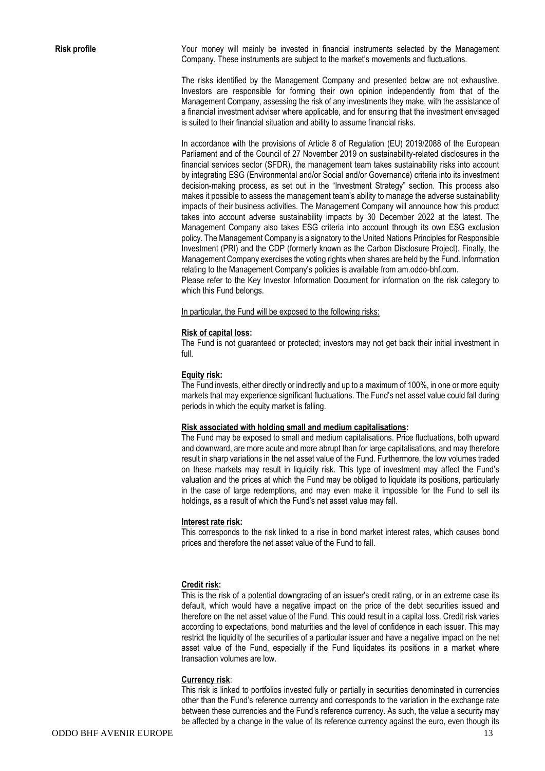**Risk profile**

Your money will mainly be invested in financial instruments selected by the Management Company. These instruments are subject to the market's movements and fluctuations.

The risks identified by the Management Company and presented below are not exhaustive. Investors are responsible for forming their own opinion independently from that of the Management Company, assessing the risk of any investments they make, with the assistance of a financial investment adviser where applicable, and for ensuring that the investment envisaged is suited to their financial situation and ability to assume financial risks.

In accordance with the provisions of Article 8 of Regulation (EU) 2019/2088 of the European Parliament and of the Council of 27 November 2019 on sustainability-related disclosures in the financial services sector (SFDR), the management team takes sustainability risks into account by integrating ESG (Environmental and/or Social and/or Governance) criteria into its investment decision-making process, as set out in the "Investment Strategy" section. This process also makes it possible to assess the management team's ability to manage the adverse sustainability impacts of their business activities. The Management Company will announce how this product takes into account adverse sustainability impacts by 30 December 2022 at the latest. The Management Company also takes ESG criteria into account through its own ESG exclusion policy. The Management Company is a signatory to the United Nations Principles for Responsible Investment (PRI) and the CDP (formerly known as the Carbon Disclosure Project). Finally, the Management Company exercises the voting rights when shares are held by the Fund. Information relating to the Management Company's policies is available from am.oddo-bhf.com.
Please refer to the Key Investor Information Document for information on the risk category to which this Fund belongs.

In particular, the Fund will be exposed to the following risks:

**Risk of capital loss:**
The Fund is not guaranteed or protected; investors may not get back their initial investment in full.

**Equity risk:**
The Fund invests, either directly or indirectly and up to a maximum of 100%, in one or more equity markets that may experience significant fluctuations. The Fund's net asset value could fall during periods in which the equity market is falling.

**Risk associated with holding small and medium capitalisations:**
The Fund may be exposed to small and medium capitalisations. Price fluctuations, both upward and downward, are more acute and more abrupt than for large capitalisations, and may therefore result in sharp variations in the net asset value of the Fund. Furthermore, the low volumes traded on these markets may result in liquidity risk. This type of investment may affect the Fund's valuation and the prices at which the Fund may be obliged to liquidate its positions, particularly in the case of large redemptions, and may even make it impossible for the Fund to sell its holdings, as a result of which the Fund's net asset value may fall.

**Interest rate risk:**
This corresponds to the risk linked to a rise in bond market interest rates, which causes bond prices and therefore the net asset value of the Fund to fall.

**Credit risk:**
This is the risk of a potential downgrading of an issuer's credit rating, or in an extreme case its default, which would have a negative impact on the price of the debt securities issued and therefore on the net asset value of the Fund. This could result in a capital loss. Credit risk varies according to expectations, bond maturities and the level of confidence in each issuer. This may restrict the liquidity of the securities of a particular issuer and have a negative impact on the net asset value of the Fund, especially if the Fund liquidates its positions in a market where transaction volumes are low.

**Currency risk**:
This risk is linked to portfolios invested fully or partially in securities denominated in currencies other than the Fund's reference currency and corresponds to the variation in the exchange rate between these currencies and the Fund's reference currency. As such, the value a security may be affected by a change in the value of its reference currency against the euro, even though its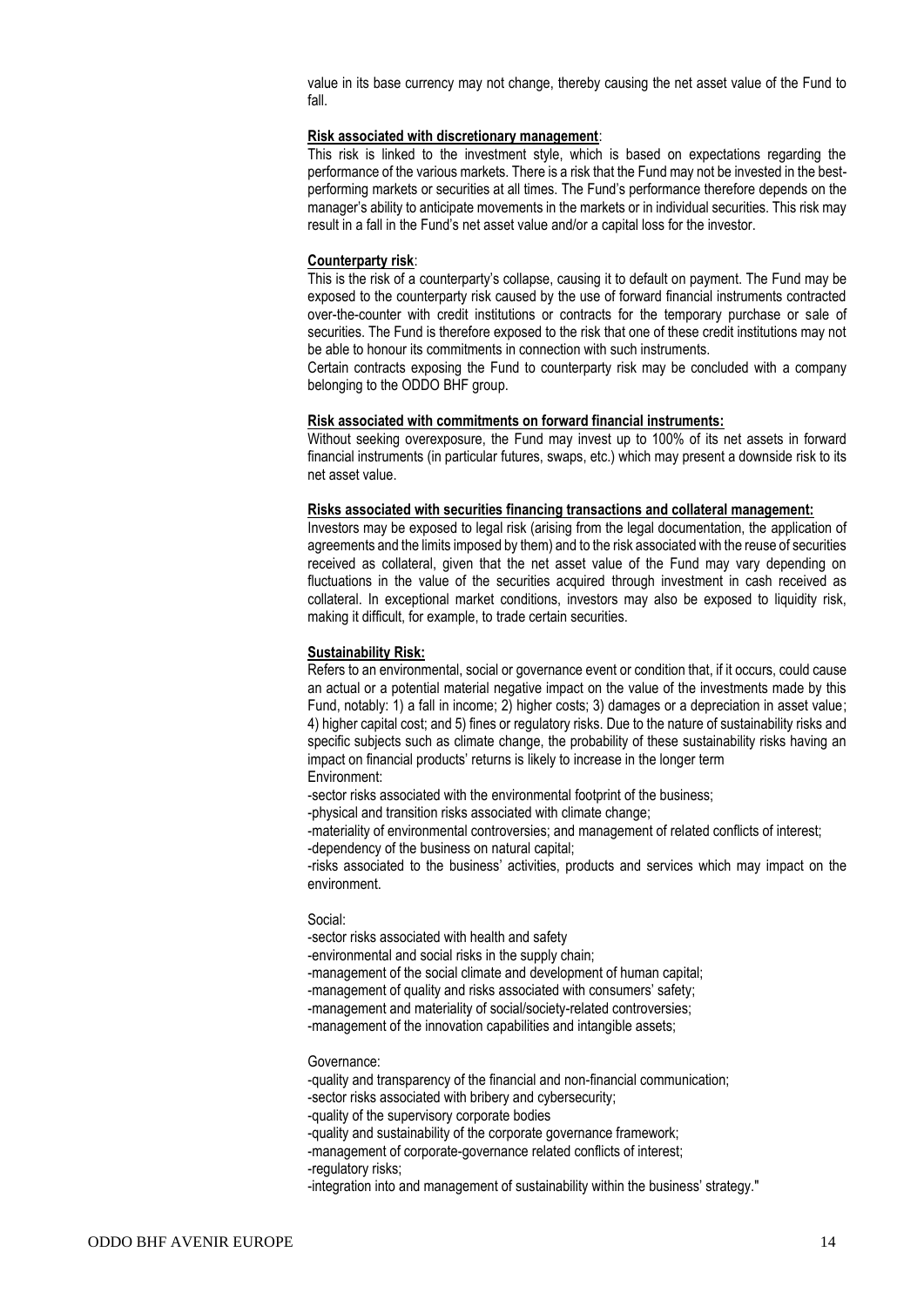value in its base currency may not change, thereby causing the net asset value of the Fund to fall.

**Risk associated with discretionary management**:

This risk is linked to the investment style, which is based on expectations regarding the performance of the various markets. There is a risk that the Fund may not be invested in the best-performing markets or securities at all times. The Fund's performance therefore depends on the manager's ability to anticipate movements in the markets or in individual securities. This risk may result in a fall in the Fund's net asset value and/or a capital loss for the investor.

**Counterparty risk**:

This is the risk of a counterparty's collapse, causing it to default on payment. The Fund may be exposed to the counterparty risk caused by the use of forward financial instruments contracted over-the-counter with credit institutions or contracts for the temporary purchase or sale of securities. The Fund is therefore exposed to the risk that one of these credit institutions may not be able to honour its commitments in connection with such instruments.

Certain contracts exposing the Fund to counterparty risk may be concluded with a company belonging to the ODDO BHF group.

**Risk associated with commitments on forward financial instruments:**

Without seeking overexposure, the Fund may invest up to 100% of its net assets in forward financial instruments (in particular futures, swaps, etc.) which may present a downside risk to its net asset value.

**Risks associated with securities financing transactions and collateral management:**

Investors may be exposed to legal risk (arising from the legal documentation, the application of agreements and the limits imposed by them) and to the risk associated with the reuse of securities received as collateral, given that the net asset value of the Fund may vary depending on fluctuations in the value of the securities acquired through investment in cash received as collateral. In exceptional market conditions, investors may also be exposed to liquidity risk, making it difficult, for example, to trade certain securities.

**Sustainability Risk:**

Refers to an environmental, social or governance event or condition that, if it occurs, could cause an actual or a potential material negative impact on the value of the investments made by this Fund, notably: 1) a fall in income; 2) higher costs; 3) damages or a depreciation in asset value; 4) higher capital cost; and 5) fines or regulatory risks. Due to the nature of sustainability risks and specific subjects such as climate change, the probability of these sustainability risks having an impact on financial products' returns is likely to increase in the longer term

Environment:

-sector risks associated with the environmental footprint of the business;

-physical and transition risks associated with climate change;

-materiality of environmental controversies; and management of related conflicts of interest;

-dependency of the business on natural capital;

-risks associated to the business' activities, products and services which may impact on the environment.

Social:

-sector risks associated with health and safety

-environmental and social risks in the supply chain;

-management of the social climate and development of human capital;

-management of quality and risks associated with consumers' safety;

-management and materiality of social/society-related controversies;

-management of the innovation capabilities and intangible assets;

Governance:

-quality and transparency of the financial and non-financial communication;

-sector risks associated with bribery and cybersecurity;

-quality of the supervisory corporate bodies

-quality and sustainability of the corporate governance framework;

-management of corporate-governance related conflicts of interest;

-regulatory risks;

-integration into and management of sustainability within the business' strategy."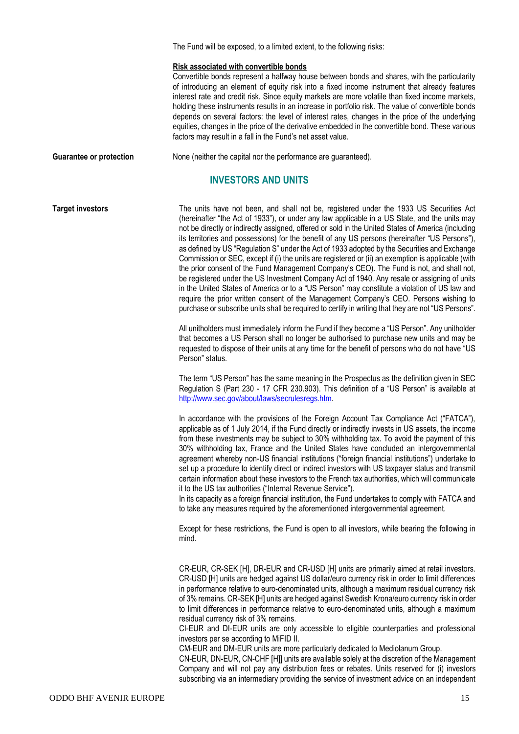The Fund will be exposed, to a limited extent, to the following risks:

**Risk associated with convertible bonds**

Convertible bonds represent a halfway house between bonds and shares, with the particularity of introducing an element of equity risk into a fixed income instrument that already features interest rate and credit risk. Since equity markets are more volatile than fixed income markets, holding these instruments results in an increase in portfolio risk. The value of convertible bonds depends on several factors: the level of interest rates, changes in the price of the underlying equities, changes in the price of the derivative embedded in the convertible bond. These various factors may result in a fall in the Fund's net asset value.

**Guarantee or protection**

None (neither the capital nor the performance are guaranteed).

## INVESTORS AND UNITS

**Target investors**

The units have not been, and shall not be, registered under the 1933 US Securities Act (hereinafter "the Act of 1933"), or under any law applicable in a US State, and the units may not be directly or indirectly assigned, offered or sold in the United States of America (including its territories and possessions) for the benefit of any US persons (hereinafter "US Persons"), as defined by US "Regulation S" under the Act of 1933 adopted by the Securities and Exchange Commission or SEC, except if (i) the units are registered or (ii) an exemption is applicable (with the prior consent of the Fund Management Company's CEO). The Fund is not, and shall not, be registered under the US Investment Company Act of 1940. Any resale or assigning of units in the United States of America or to a "US Person" may constitute a violation of US law and require the prior written consent of the Management Company's CEO. Persons wishing to purchase or subscribe units shall be required to certify in writing that they are not "US Persons".

All unitholders must immediately inform the Fund if they become a "US Person". Any unitholder that becomes a US Person shall no longer be authorised to purchase new units and may be requested to dispose of their units at any time for the benefit of persons who do not have "US Person" status.

The term "US Person" has the same meaning in the Prospectus as the definition given in SEC Regulation S (Part 230 - 17 CFR 230.903). This definition of a "US Person" is available at http://www.sec.gov/about/laws/secrulesregs.htm.

In accordance with the provisions of the Foreign Account Tax Compliance Act ("FATCA"), applicable as of 1 July 2014, if the Fund directly or indirectly invests in US assets, the income from these investments may be subject to 30% withholding tax. To avoid the payment of this 30% withholding tax, France and the United States have concluded an intergovernmental agreement whereby non-US financial institutions ("foreign financial institutions") undertake to set up a procedure to identify direct or indirect investors with US taxpayer status and transmit certain information about these investors to the French tax authorities, which will communicate it to the US tax authorities ("Internal Revenue Service").
In its capacity as a foreign financial institution, the Fund undertakes to comply with FATCA and to take any measures required by the aforementioned intergovernmental agreement.

Except for these restrictions, the Fund is open to all investors, while bearing the following in mind.

CR-EUR, CR-SEK [H], DR-EUR and CR-USD [H] units are primarily aimed at retail investors. CR-USD [H] units are hedged against US dollar/euro currency risk in order to limit differences in performance relative to euro-denominated units, although a maximum residual currency risk of 3% remains. CR-SEK [H] units are hedged against Swedish Krona/euro currency risk in order to limit differences in performance relative to euro-denominated units, although a maximum residual currency risk of 3% remains.
CI-EUR and DI-EUR units are only accessible to eligible counterparties and professional investors per se according to MiFID II.
CM-EUR and DM-EUR units are more particularly dedicated to Mediolanum Group.
CN-EUR, DN-EUR, CN-CHF [H]] units are available solely at the discretion of the Management Company and will not pay any distribution fees or rebates. Units reserved for (i) investors subscribing via an intermediary providing the service of investment advice on an independent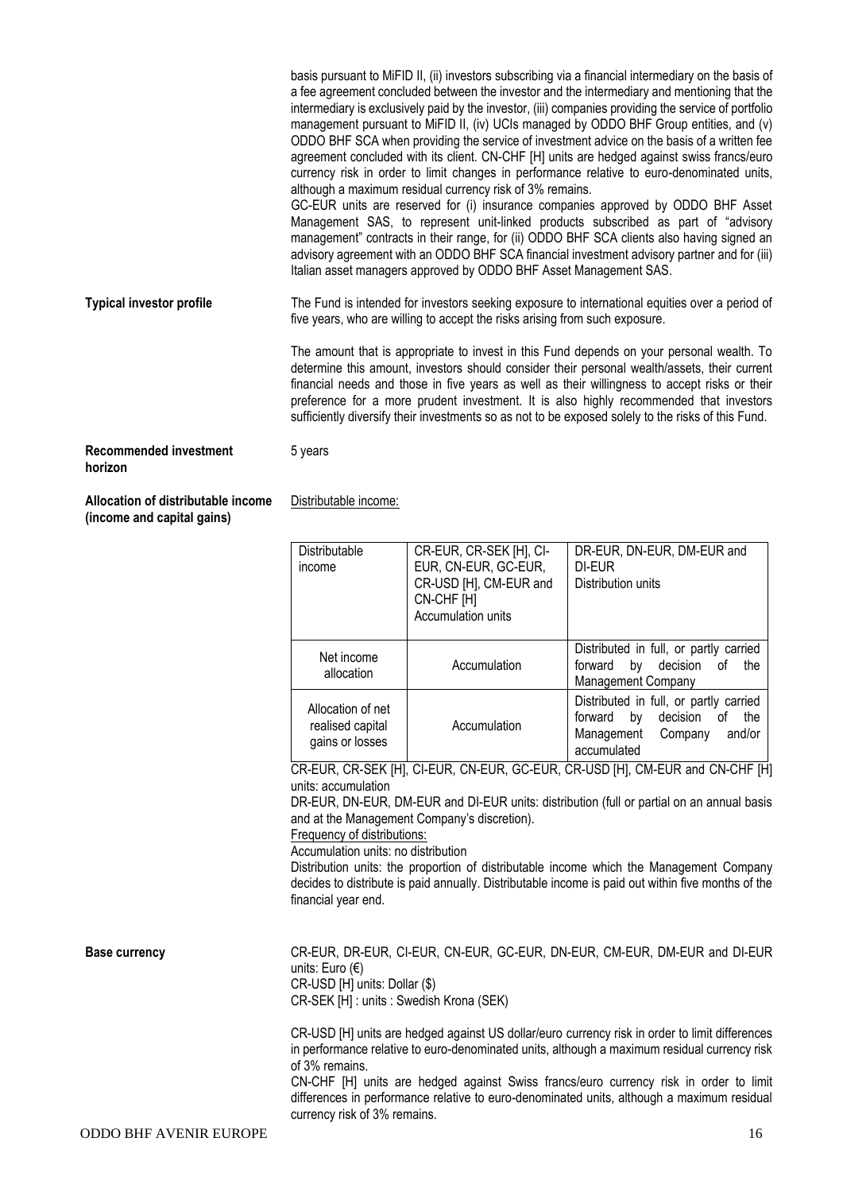basis pursuant to MiFID II, (ii) investors subscribing via a financial intermediary on the basis of a fee agreement concluded between the investor and the intermediary and mentioning that the intermediary is exclusively paid by the investor, (iii) companies providing the service of portfolio management pursuant to MiFID II, (iv) UCIs managed by ODDO BHF Group entities, and (v) ODDO BHF SCA when providing the service of investment advice on the basis of a written fee agreement concluded with its client. CN-CHF [H] units are hedged against swiss francs/euro currency risk in order to limit changes in performance relative to euro-denominated units, although a maximum residual currency risk of 3% remains.

GC-EUR units are reserved for (i) insurance companies approved by ODDO BHF Asset Management SAS, to represent unit-linked products subscribed as part of "advisory management" contracts in their range, for (ii) ODDO BHF SCA clients also having signed an advisory agreement with an ODDO BHF SCA financial investment advisory partner and for (iii) Italian asset managers approved by ODDO BHF Asset Management SAS.

**Typical investor profile**

The Fund is intended for investors seeking exposure to international equities over a period of five years, who are willing to accept the risks arising from such exposure.

The amount that is appropriate to invest in this Fund depends on your personal wealth. To determine this amount, investors should consider their personal wealth/assets, their current financial needs and those in five years as well as their willingness to accept risks or their preference for a more prudent investment. It is also highly recommended that investors sufficiently diversify their investments so as not to be exposed solely to the risks of this Fund.

**Recommended investment horizon**

5 years

**Allocation of distributable income (income and capital gains)**

Distributable income:

| Distributable income | CR-EUR, CR-SEK [H], CI-EUR, CN-EUR, GC-EUR, CR-USD [H], CM-EUR and CN-CHF [H] Accumulation units | DR-EUR, DN-EUR, DM-EUR and DI-EUR Distribution units |
|---|---|---|
| Net income allocation | Accumulation | Distributed in full, or partly carried forward by decision of the Management Company |
| Allocation of net realised capital gains or losses | Accumulation | Distributed in full, or partly carried forward by decision of the Management Company and/or accumulated |

CR-EUR, CR-SEK [H], CI-EUR, CN-EUR, GC-EUR, CR-USD [H], CM-EUR and CN-CHF [H] units: accumulation

DR-EUR, DN-EUR, DM-EUR and DI-EUR units: distribution (full or partial on an annual basis and at the Management Company's discretion).

Frequency of distributions:

Accumulation units: no distribution

Distribution units: the proportion of distributable income which the Management Company decides to distribute is paid annually. Distributable income is paid out within five months of the financial year end.

**Base currency**

CR-EUR, DR-EUR, CI-EUR, CN-EUR, GC-EUR, DN-EUR, CM-EUR, DM-EUR and DI-EUR units: Euro (€)
CR-USD [H] units: Dollar ($)
CR-SEK [H] : units : Swedish Krona (SEK)

CR-USD [H] units are hedged against US dollar/euro currency risk in order to limit differences in performance relative to euro-denominated units, although a maximum residual currency risk of 3% remains.

CN-CHF [H] units are hedged against Swiss francs/euro currency risk in order to limit differences in performance relative to euro-denominated units, although a maximum residual currency risk of 3% remains.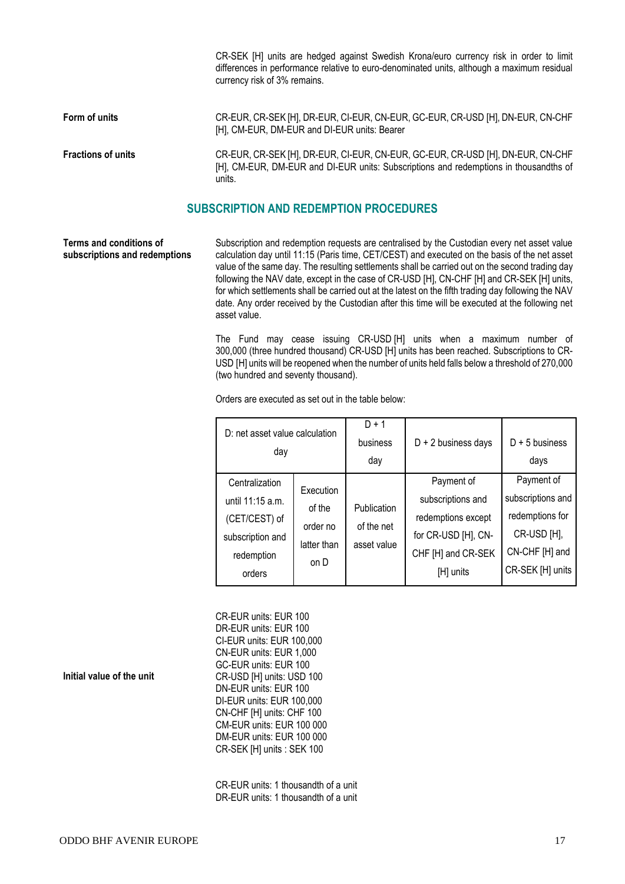CR-SEK [H] units are hedged against Swedish Krona/euro currency risk in order to limit differences in performance relative to euro-denominated units, although a maximum residual currency risk of 3% remains.

**Form of units**

CR-EUR, CR-SEK [H], DR-EUR, CI-EUR, CN-EUR, GC-EUR, CR-USD [H], DN-EUR, CN-CHF [H], CM-EUR, DM-EUR and DI-EUR units: Bearer

**Fractions of units**

CR-EUR, CR-SEK [H], DR-EUR, CI-EUR, CN-EUR, GC-EUR, CR-USD [H], DN-EUR, CN-CHF [H], CM-EUR, DM-EUR and DI-EUR units: Subscriptions and redemptions in thousandths of units.

## SUBSCRIPTION AND REDEMPTION PROCEDURES

**Terms and conditions of subscriptions and redemptions**

Subscription and redemption requests are centralised by the Custodian every net asset value calculation day until 11:15 (Paris time, CET/CEST) and executed on the basis of the net asset value of the same day. The resulting settlements shall be carried out on the second trading day following the NAV date, except in the case of CR-USD [H], CN-CHF [H] and CR-SEK [H] units, for which settlements shall be carried out at the latest on the fifth trading day following the NAV date. Any order received by the Custodian after this time will be executed at the following net asset value.

The Fund may cease issuing CR-USD [H] units when a maximum number of 300,000 (three hundred thousand) CR-USD [H] units has been reached. Subscriptions to CR-USD [H] units will be reopened when the number of units held falls below a threshold of 270,000 (two hundred and seventy thousand).

Orders are executed as set out in the table below:

| D: net asset value calculation day | | D + 1 business day | D + 2 business days | D + 5 business days |
|---|---|---|---|---|
| Centralization until 11:15 a.m. (CET/CEST) of subscription and redemption orders | Execution of the order no latter than on D | Publication of the net asset value | Payment of subscriptions and redemptions except for CR-USD [H], CN-CHF [H] and CR-SEK [H] units | Payment of subscriptions and redemptions for CR-USD [H], CN-CHF [H] and CR-SEK [H] units |

**Initial value of the unit**

CR-EUR units: EUR 100
DR-EUR units: EUR 100
CI-EUR units: EUR 100,000
CN-EUR units: EUR 1,000
GC-EUR units: EUR 100
CR-USD [H] units: USD 100
DN-EUR units: EUR 100
DI-EUR units: EUR 100,000
CN-CHF [H] units: CHF 100
CM-EUR units: EUR 100 000
DM-EUR units: EUR 100 000
CR-SEK [H] units : SEK 100

CR-EUR units: 1 thousandth of a unit
DR-EUR units: 1 thousandth of a unit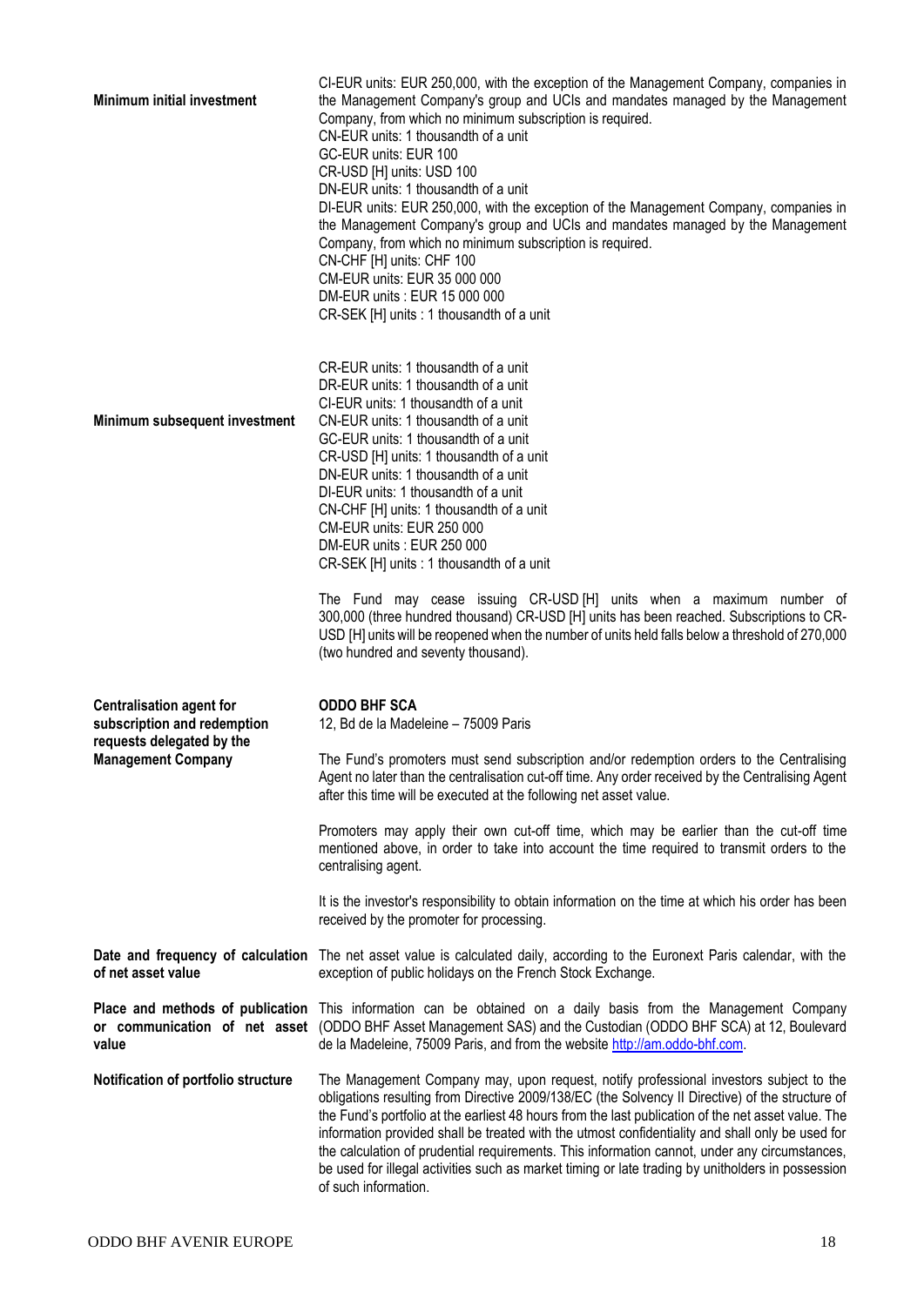| | |
|---|---|
| **Minimum initial investment** | CI-EUR units: EUR 250,000, with the exception of the Management Company, companies in the Management Company's group and UCIs and mandates managed by the Management Company, from which no minimum subscription is required.<br>CN-EUR units: 1 thousandth of a unit<br>GC-EUR units: EUR 100<br>CR-USD [H] units: USD 100<br>DN-EUR units: 1 thousandth of a unit<br>DI-EUR units: EUR 250,000, with the exception of the Management Company, companies in the Management Company's group and UCIs and mandates managed by the Management Company, from which no minimum subscription is required.<br>CN-CHF [H] units: CHF 100<br>CM-EUR units: EUR 35 000 000<br>DM-EUR units : EUR 15 000 000<br>CR-SEK [H] units : 1 thousandth of a unit |
| **Minimum subsequent investment** | CR-EUR units: 1 thousandth of a unit<br>DR-EUR units: 1 thousandth of a unit<br>CI-EUR units: 1 thousandth of a unit<br>CN-EUR units: 1 thousandth of a unit<br>GC-EUR units: 1 thousandth of a unit<br>CR-USD [H] units: 1 thousandth of a unit<br>DN-EUR units: 1 thousandth of a unit<br>DI-EUR units: 1 thousandth of a unit<br>CN-CHF [H] units: 1 thousandth of a unit<br>CM-EUR units: EUR 250 000<br>DM-EUR units : EUR 250 000<br>CR-SEK [H] units : 1 thousandth of a unit<br><br>The Fund may cease issuing CR-USD [H] units when a maximum number of 300,000 (three hundred thousand) CR-USD [H] units has been reached. Subscriptions to CR-USD [H] units will be reopened when the number of units held falls below a threshold of 270,000 (two hundred and seventy thousand). |
| **Centralisation agent for subscription and redemption requests delegated by the Management Company** | **ODDO BHF SCA**<br>12, Bd de la Madeleine – 75009 Paris<br><br>The Fund's promoters must send subscription and/or redemption orders to the Centralising Agent no later than the centralisation cut-off time. Any order received by the Centralising Agent after this time will be executed at the following net asset value.<br><br>Promoters may apply their own cut-off time, which may be earlier than the cut-off time mentioned above, in order to take into account the time required to transmit orders to the centralising agent.<br><br>It is the investor's responsibility to obtain information on the time at which his order has been received by the promoter for processing. |
| **Date and frequency of calculation of net asset value** | The net asset value is calculated daily, according to the Euronext Paris calendar, with the exception of public holidays on the French Stock Exchange. |
| **Place and methods of publication or communication of net asset value** | This information can be obtained on a daily basis from the Management Company (ODDO BHF Asset Management SAS) and the Custodian (ODDO BHF SCA) at 12, Boulevard de la Madeleine, 75009 Paris, and from the website http://am.oddo-bhf.com. |
| **Notification of portfolio structure** | The Management Company may, upon request, notify professional investors subject to the obligations resulting from Directive 2009/138/EC (the Solvency II Directive) of the structure of the Fund's portfolio at the earliest 48 hours from the last publication of the net asset value. The information provided shall be treated with the utmost confidentiality and shall only be used for the calculation of prudential requirements. This information cannot, under any circumstances, be used for illegal activities such as market timing or late trading by unitholders in possession of such information. |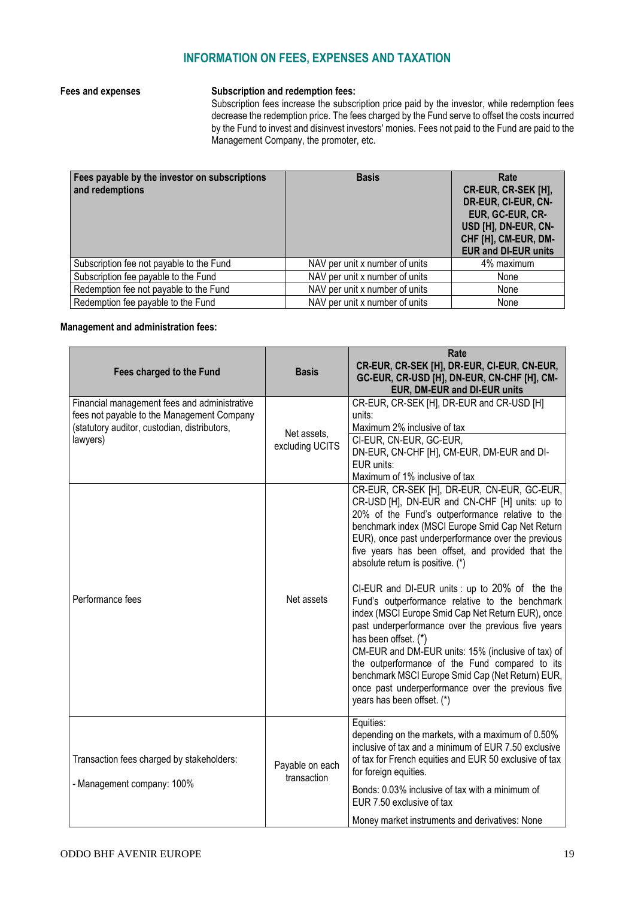## INFORMATION ON FEES, EXPENSES AND TAXATION

**Fees and expenses**

**Subscription and redemption fees:**
Subscription fees increase the subscription price paid by the investor, while redemption fees decrease the redemption price. The fees charged by the Fund serve to offset the costs incurred by the Fund to invest and disinvest investors' monies. Fees not paid to the Fund are paid to the Management Company, the promoter, etc.

| Fees payable by the investor on subscriptions and redemptions | Basis | Rate CR-EUR, CR-SEK [H], DR-EUR, CI-EUR, CN-EUR, GC-EUR, CR-USD [H], DN-EUR, CN-CHF [H], CM-EUR, DM-EUR and DI-EUR units |
|---|---|---|
| Subscription fee not payable to the Fund | NAV per unit x number of units | 4% maximum |
| Subscription fee payable to the Fund | NAV per unit x number of units | None |
| Redemption fee not payable to the Fund | NAV per unit x number of units | None |
| Redemption fee payable to the Fund | NAV per unit x number of units | None |

**Management and administration fees:**

| Fees charged to the Fund | Basis | Rate CR-EUR, CR-SEK [H], DR-EUR, CI-EUR, CN-EUR, GC-EUR, CR-USD [H], DN-EUR, CN-CHF [H], CM-EUR, DM-EUR and DI-EUR units |
|---|---|---|
| Financial management fees and administrative fees not payable to the Management Company (statutory auditor, custodian, distributors, lawyers) | Net assets, excluding UCITS | CR-EUR, CR-SEK [H], DR-EUR and CR-USD [H] units: Maximum 2% inclusive of tax<br>CI-EUR, CN-EUR, GC-EUR, DN-EUR, CN-CHF [H], CM-EUR, DM-EUR and DI-EUR units: Maximum of 1% inclusive of tax |
| Performance fees | Net assets | CR-EUR, CR-SEK [H], DR-EUR, CN-EUR, GC-EUR, CR-USD [H], DN-EUR and CN-CHF [H] units: up to 20% of the Fund's outperformance relative to the benchmark index (MSCI Europe Smid Cap Net Return EUR), once past underperformance over the previous five years has been offset, and provided that the absolute return is positive. (*)<br><br>CI-EUR and DI-EUR units : up to 20% of the the Fund's outperformance relative to the benchmark index (MSCI Europe Smid Cap Net Return EUR), once past underperformance over the previous five years has been offset. (*)<br>CM-EUR and DM-EUR units: 15% (inclusive of tax) of the outperformance of the Fund compared to its benchmark MSCI Europe Smid Cap (Net Return) EUR, once past underperformance over the previous five years has been offset. (*) |
| Transaction fees charged by stakeholders:<br><br>- Management company: 100% | Payable on each transaction | Equities: depending on the markets, with a maximum of 0.50% inclusive of tax and a minimum of EUR 7.50 exclusive of tax for French equities and EUR 50 exclusive of tax for foreign equities.<br>Bonds: 0.03% inclusive of tax with a minimum of EUR 7.50 exclusive of tax<br>Money market instruments and derivatives: None |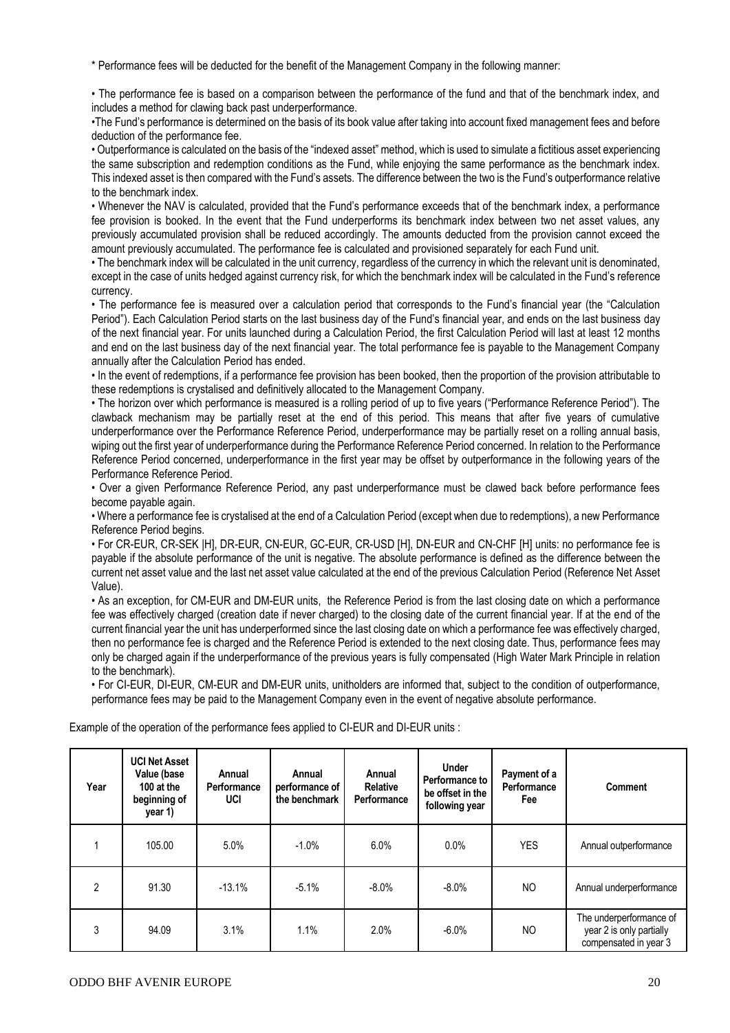* Performance fees will be deducted for the benefit of the Management Company in the following manner:

• The performance fee is based on a comparison between the performance of the fund and that of the benchmark index, and includes a method for clawing back past underperformance.

•The Fund's performance is determined on the basis of its book value after taking into account fixed management fees and before deduction of the performance fee.

• Outperformance is calculated on the basis of the "indexed asset" method, which is used to simulate a fictitious asset experiencing the same subscription and redemption conditions as the Fund, while enjoying the same performance as the benchmark index. This indexed asset is then compared with the Fund's assets. The difference between the two is the Fund's outperformance relative to the benchmark index.

• Whenever the NAV is calculated, provided that the Fund's performance exceeds that of the benchmark index, a performance fee provision is booked. In the event that the Fund underperforms its benchmark index between two net asset values, any previously accumulated provision shall be reduced accordingly. The amounts deducted from the provision cannot exceed the amount previously accumulated. The performance fee is calculated and provisioned separately for each Fund unit.

• The benchmark index will be calculated in the unit currency, regardless of the currency in which the relevant unit is denominated, except in the case of units hedged against currency risk, for which the benchmark index will be calculated in the Fund's reference currency.

• The performance fee is measured over a calculation period that corresponds to the Fund's financial year (the "Calculation Period"). Each Calculation Period starts on the last business day of the Fund's financial year, and ends on the last business day of the next financial year. For units launched during a Calculation Period, the first Calculation Period will last at least 12 months and end on the last business day of the next financial year. The total performance fee is payable to the Management Company annually after the Calculation Period has ended.

• In the event of redemptions, if a performance fee provision has been booked, then the proportion of the provision attributable to these redemptions is crystalised and definitively allocated to the Management Company.

• The horizon over which performance is measured is a rolling period of up to five years ("Performance Reference Period"). The clawback mechanism may be partially reset at the end of this period. This means that after five years of cumulative underperformance over the Performance Reference Period, underperformance may be partially reset on a rolling annual basis, wiping out the first year of underperformance during the Performance Reference Period concerned. In relation to the Performance Reference Period concerned, underperformance in the first year may be offset by outperformance in the following years of the Performance Reference Period.

• Over a given Performance Reference Period, any past underperformance must be clawed back before performance fees become payable again.

• Where a performance fee is crystalised at the end of a Calculation Period (except when due to redemptions), a new Performance Reference Period begins.

• For CR-EUR, CR-SEK |H], DR-EUR, CN-EUR, GC-EUR, CR-USD [H], DN-EUR and CN-CHF [H] units: no performance fee is payable if the absolute performance of the unit is negative. The absolute performance is defined as the difference between the current net asset value and the last net asset value calculated at the end of the previous Calculation Period (Reference Net Asset Value).

• As an exception, for CM-EUR and DM-EUR units, the Reference Period is from the last closing date on which a performance fee was effectively charged (creation date if never charged) to the closing date of the current financial year. If at the end of the current financial year the unit has underperformed since the last closing date on which a performance fee was effectively charged, then no performance fee is charged and the Reference Period is extended to the next closing date. Thus, performance fees may only be charged again if the underperformance of the previous years is fully compensated (High Water Mark Principle in relation to the benchmark).

• For CI-EUR, DI-EUR, CM-EUR and DM-EUR units, unitholders are informed that, subject to the condition of outperformance, performance fees may be paid to the Management Company even in the event of negative absolute performance.

Example of the operation of the performance fees applied to CI-EUR and DI-EUR units :

| Year | UCI Net Asset Value (base 100 at the beginning of year 1) | Annual Performance UCI | Annual performance of the benchmark | Annual Relative Performance | Under Performance to be offset in the following year | Payment of a Performance Fee | Comment |
|---|---|---|---|---|---|---|---|
| 1 | 105.00 | 5.0% | -1.0% | 6.0% | 0.0% | YES | Annual outperformance |
| 2 | 91.30 | -13.1% | -5.1% | -8.0% | -8.0% | NO | Annual underperformance |
| 3 | 94.09 | 3.1% | 1.1% | 2.0% | -6.0% | NO | The underperformance of year 2 is only partially compensated in year 3 |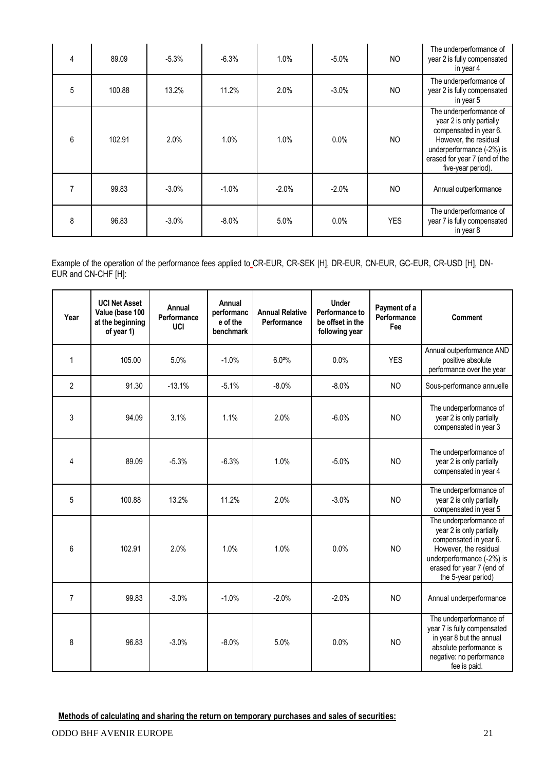| 4 | 89.09 | -5.3% | -6.3% | 1.0% | -5.0% | NO | The underperformance of year 2 is fully compensated in year 4 |
|---|---|---|---|---|---|---|---|
| 5 | 100.88 | 13.2% | 11.2% | 2.0% | -3.0% | NO | The underperformance of year 2 is fully compensated in year 5 |
| 6 | 102.91 | 2.0% | 1.0% | 1.0% | 0.0% | NO | The underperformance of year 2 is only partially compensated in year 6. However, the residual underperformance (-2%) is erased for year 7 (end of the five-year period). |
| 7 | 99.83 | -3.0% | -1.0% | -2.0% | -2.0% | NO | Annual outperformance |
| 8 | 96.83 | -3.0% | -8.0% | 5.0% | 0.0% | YES | The underperformance of year 7 is fully compensated in year 8 |

Example of the operation of the performance fees applied to CR-EUR, CR-SEK |H], DR-EUR, CN-EUR, GC-EUR, CR-USD [H], DN-EUR and CN-CHF [H]:

| Year | UCI Net Asset Value (base 100 at the beginning of year 1) | Annual Performance UCI | Annual performance of the benchmark | Annual Relative Performance | Under Performance to be offset in the following year | Payment of a Performance Fee | Comment |
|---|---|---|---|---|---|---|---|
| 1 | 105.00 | 5.0% | -1.0% | 6.0²% | 0.0% | YES | Annual outperformance AND positive absolute performance over the year |
| 2 | 91.30 | -13.1% | -5.1% | -8.0% | -8.0% | NO | Sous-performance annuelle |
| 3 | 94.09 | 3.1% | 1.1% | 2.0% | -6.0% | NO | The underperformance of year 2 is only partially compensated in year 3 |
| 4 | 89.09 | -5.3% | -6.3% | 1.0% | -5.0% | NO | The underperformance of year 2 is only partially compensated in year 4 |
| 5 | 100.88 | 13.2% | 11.2% | 2.0% | -3.0% | NO | The underperformance of year 2 is only partially compensated in year 5 |
| 6 | 102.91 | 2.0% | 1.0% | 1.0% | 0.0% | NO | The underperformance of year 2 is only partially compensated in year 6. However, the residual underperformance (-2%) is erased for year 7 (end of the 5-year period) |
| 7 | 99.83 | -3.0% | -1.0% | -2.0% | -2.0% | NO | Annual underperformance |
| 8 | 96.83 | -3.0% | -8.0% | 5.0% | 0.0% | NO | The underperformance of year 7 is fully compensated in year 8 but the annual absolute performance is negative: no performance fee is paid. |

**Methods of calculating and sharing the return on temporary purchases and sales of securities:**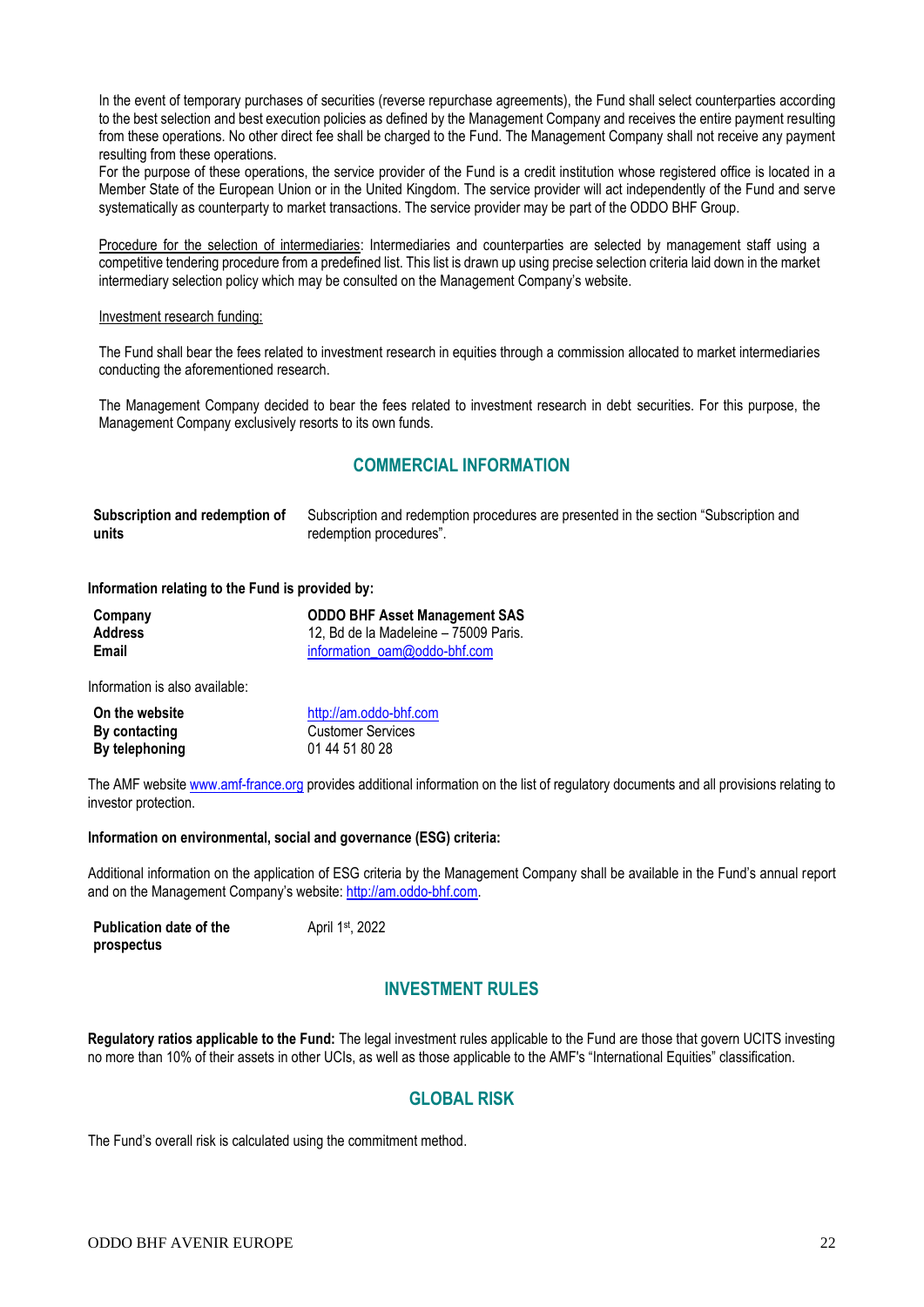In the event of temporary purchases of securities (reverse repurchase agreements), the Fund shall select counterparties according to the best selection and best execution policies as defined by the Management Company and receives the entire payment resulting from these operations. No other direct fee shall be charged to the Fund. The Management Company shall not receive any payment resulting from these operations.
For the purpose of these operations, the service provider of the Fund is a credit institution whose registered office is located in a Member State of the European Union or in the United Kingdom. The service provider will act independently of the Fund and serve systematically as counterparty to market transactions. The service provider may be part of the ODDO BHF Group.

Procedure for the selection of intermediaries: Intermediaries and counterparties are selected by management staff using a competitive tendering procedure from a predefined list. This list is drawn up using precise selection criteria laid down in the market intermediary selection policy which may be consulted on the Management Company's website.

Investment research funding:

The Fund shall bear the fees related to investment research in equities through a commission allocated to market intermediaries conducting the aforementioned research.

The Management Company decided to bear the fees related to investment research in debt securities. For this purpose, the Management Company exclusively resorts to its own funds.

## COMMERCIAL INFORMATION

| | |
|---|---|
| **Subscription and redemption of units** | Subscription and redemption procedures are presented in the section "Subscription and redemption procedures". |

**Information relating to the Fund is provided by:**

| | |
|---|---|
| **Company** | **ODDO BHF Asset Management SAS** |
| **Address** | 12, Bd de la Madeleine – 75009 Paris. |
| **Email** | information_oam@oddo-bhf.com |

Information is also available:

| | |
|---|---|
| **On the website** | http://am.oddo-bhf.com |
| **By contacting** | Customer Services |
| **By telephoning** | 01 44 51 80 28 |

The AMF website www.amf-france.org provides additional information on the list of regulatory documents and all provisions relating to investor protection.

**Information on environmental, social and governance (ESG) criteria:**

Additional information on the application of ESG criteria by the Management Company shall be available in the Fund's annual report and on the Management Company's website: http://am.oddo-bhf.com.

| | |
|---|---|
| **Publication date of the prospectus** | April 1st, 2022 |

## INVESTMENT RULES

**Regulatory ratios applicable to the Fund:** The legal investment rules applicable to the Fund are those that govern UCITS investing no more than 10% of their assets in other UCIs, as well as those applicable to the AMF's "International Equities" classification.

## GLOBAL RISK

The Fund's overall risk is calculated using the commitment method.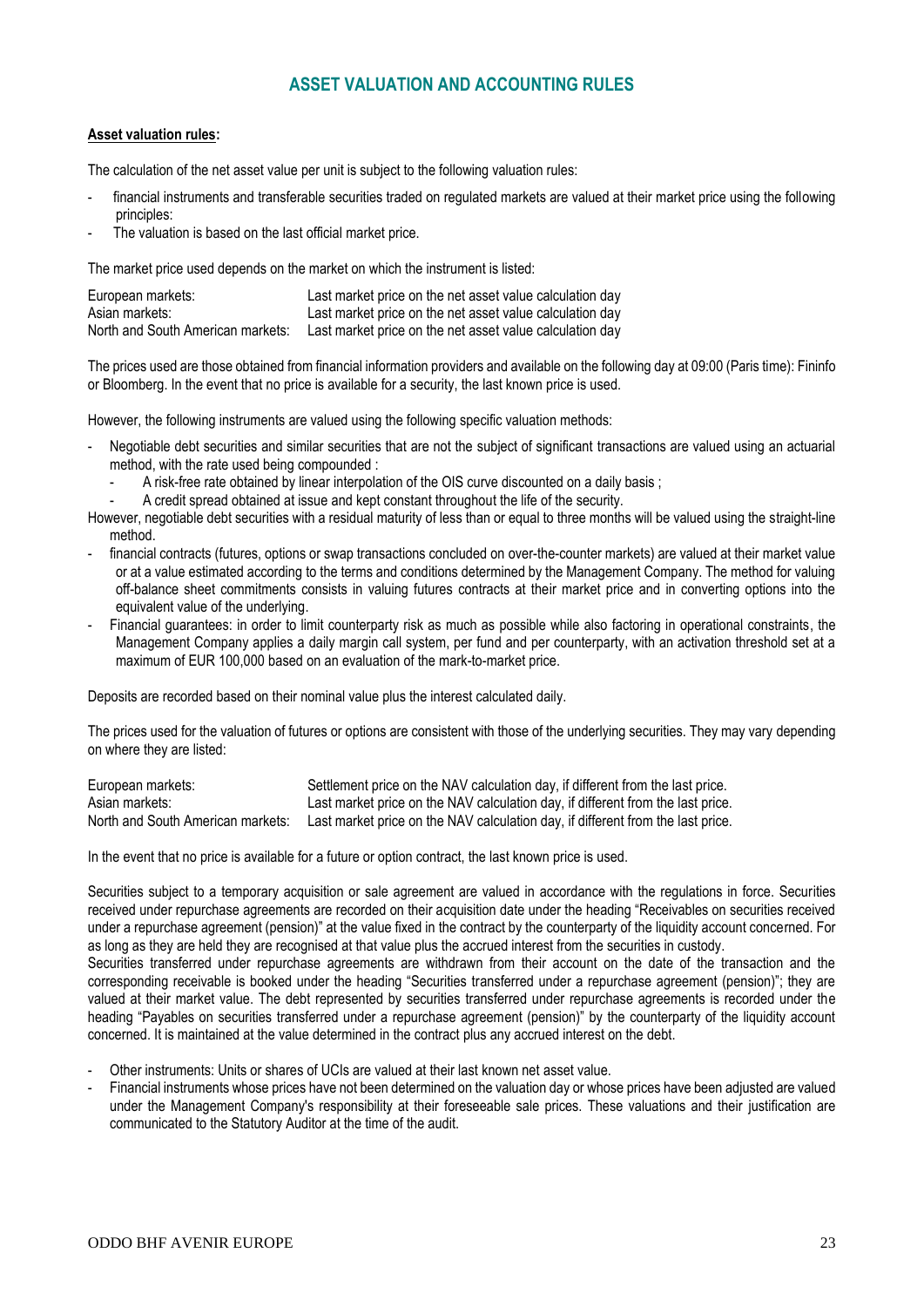## ASSET VALUATION AND ACCOUNTING RULES

**Asset valuation rules:**

The calculation of the net asset value per unit is subject to the following valuation rules:

- financial instruments and transferable securities traded on regulated markets are valued at their market price using the following principles:
- The valuation is based on the last official market price.

The market price used depends on the market on which the instrument is listed:

| | |
|---|---|
| European markets: | Last market price on the net asset value calculation day |
| Asian markets: | Last market price on the net asset value calculation day |
| North and South American markets: | Last market price on the net asset value calculation day |

The prices used are those obtained from financial information providers and available on the following day at 09:00 (Paris time): Fininfo or Bloomberg. In the event that no price is available for a security, the last known price is used.

However, the following instruments are valued using the following specific valuation methods:

- Negotiable debt securities and similar securities that are not the subject of significant transactions are valued using an actuarial method, with the rate used being compounded :
  - A risk-free rate obtained by linear interpolation of the OIS curve discounted on a daily basis ;
  - A credit spread obtained at issue and kept constant throughout the life of the security.

However, negotiable debt securities with a residual maturity of less than or equal to three months will be valued using the straight-line method.

- financial contracts (futures, options or swap transactions concluded on over-the-counter markets) are valued at their market value or at a value estimated according to the terms and conditions determined by the Management Company. The method for valuing off-balance sheet commitments consists in valuing futures contracts at their market price and in converting options into the equivalent value of the underlying.
- Financial guarantees: in order to limit counterparty risk as much as possible while also factoring in operational constraints, the Management Company applies a daily margin call system, per fund and per counterparty, with an activation threshold set at a maximum of EUR 100,000 based on an evaluation of the mark-to-market price.

Deposits are recorded based on their nominal value plus the interest calculated daily.

The prices used for the valuation of futures or options are consistent with those of the underlying securities. They may vary depending on where they are listed:

| | |
|---|---|
| European markets: | Settlement price on the NAV calculation day, if different from the last price. |
| Asian markets: | Last market price on the NAV calculation day, if different from the last price. |
| North and South American markets: | Last market price on the NAV calculation day, if different from the last price. |

In the event that no price is available for a future or option contract, the last known price is used.

Securities subject to a temporary acquisition or sale agreement are valued in accordance with the regulations in force. Securities received under repurchase agreements are recorded on their acquisition date under the heading "Receivables on securities received under a repurchase agreement (pension)" at the value fixed in the contract by the counterparty of the liquidity account concerned. For as long as they are held they are recognised at that value plus the accrued interest from the securities in custody.

Securities transferred under repurchase agreements are withdrawn from their account on the date of the transaction and the corresponding receivable is booked under the heading "Securities transferred under a repurchase agreement (pension)"; they are valued at their market value. The debt represented by securities transferred under repurchase agreements is recorded under the heading "Payables on securities transferred under a repurchase agreement (pension)" by the counterparty of the liquidity account concerned. It is maintained at the value determined in the contract plus any accrued interest on the debt.

- Other instruments: Units or shares of UCIs are valued at their last known net asset value.
- Financial instruments whose prices have not been determined on the valuation day or whose prices have been adjusted are valued under the Management Company's responsibility at their foreseeable sale prices. These valuations and their justification are communicated to the Statutory Auditor at the time of the audit.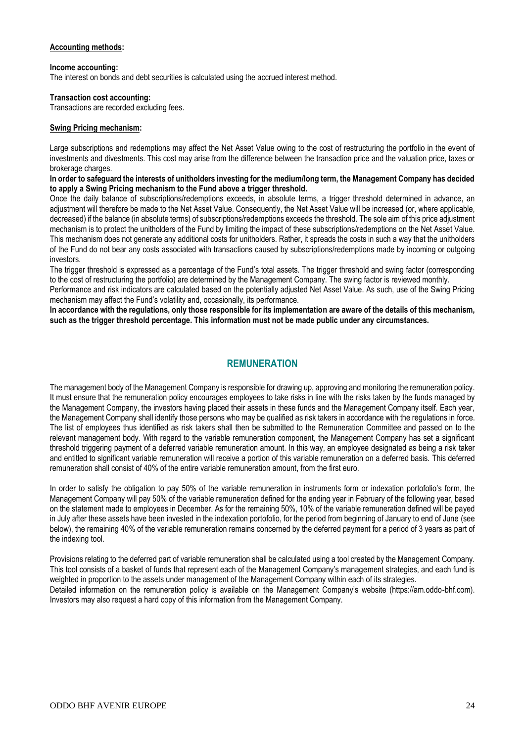**Accounting methods:**

**Income accounting:**
The interest on bonds and debt securities is calculated using the accrued interest method.

**Transaction cost accounting:**
Transactions are recorded excluding fees.

**Swing Pricing mechanism:**

Large subscriptions and redemptions may affect the Net Asset Value owing to the cost of restructuring the portfolio in the event of investments and divestments. This cost may arise from the difference between the transaction price and the valuation price, taxes or brokerage charges.

**In order to safeguard the interests of unitholders investing for the medium/long term, the Management Company has decided to apply a Swing Pricing mechanism to the Fund above a trigger threshold.**

Once the daily balance of subscriptions/redemptions exceeds, in absolute terms, a trigger threshold determined in advance, an adjustment will therefore be made to the Net Asset Value. Consequently, the Net Asset Value will be increased (or, where applicable, decreased) if the balance (in absolute terms) of subscriptions/redemptions exceeds the threshold. The sole aim of this price adjustment mechanism is to protect the unitholders of the Fund by limiting the impact of these subscriptions/redemptions on the Net Asset Value. This mechanism does not generate any additional costs for unitholders. Rather, it spreads the costs in such a way that the unitholders of the Fund do not bear any costs associated with transactions caused by subscriptions/redemptions made by incoming or outgoing investors.

The trigger threshold is expressed as a percentage of the Fund's total assets. The trigger threshold and swing factor (corresponding to the cost of restructuring the portfolio) are determined by the Management Company. The swing factor is reviewed monthly.

Performance and risk indicators are calculated based on the potentially adjusted Net Asset Value. As such, use of the Swing Pricing mechanism may affect the Fund's volatility and, occasionally, its performance.

**In accordance with the regulations, only those responsible for its implementation are aware of the details of this mechanism, such as the trigger threshold percentage. This information must not be made public under any circumstances.**

## REMUNERATION

The management body of the Management Company is responsible for drawing up, approving and monitoring the remuneration policy. It must ensure that the remuneration policy encourages employees to take risks in line with the risks taken by the funds managed by the Management Company, the investors having placed their assets in these funds and the Management Company itself. Each year, the Management Company shall identify those persons who may be qualified as risk takers in accordance with the regulations in force. The list of employees thus identified as risk takers shall then be submitted to the Remuneration Committee and passed on to the relevant management body. With regard to the variable remuneration component, the Management Company has set a significant threshold triggering payment of a deferred variable remuneration amount. In this way, an employee designated as being a risk taker and entitled to significant variable remuneration will receive a portion of this variable remuneration on a deferred basis. This deferred remuneration shall consist of 40% of the entire variable remuneration amount, from the first euro.

In order to satisfy the obligation to pay 50% of the variable remuneration in instruments form or indexation portofolio's form, the Management Company will pay 50% of the variable remuneration defined for the ending year in February of the following year, based on the statement made to employees in December. As for the remaining 50%, 10% of the variable remuneration defined will be payed in July after these assets have been invested in the indexation portofolio, for the period from beginning of January to end of June (see below), the remaining 40% of the variable remuneration remains concerned by the deferred payment for a period of 3 years as part of the indexing tool.

Provisions relating to the deferred part of variable remuneration shall be calculated using a tool created by the Management Company. This tool consists of a basket of funds that represent each of the Management Company's management strategies, and each fund is weighted in proportion to the assets under management of the Management Company within each of its strategies.

Detailed information on the remuneration policy is available on the Management Company's website (https://am.oddo-bhf.com). Investors may also request a hard copy of this information from the Management Company.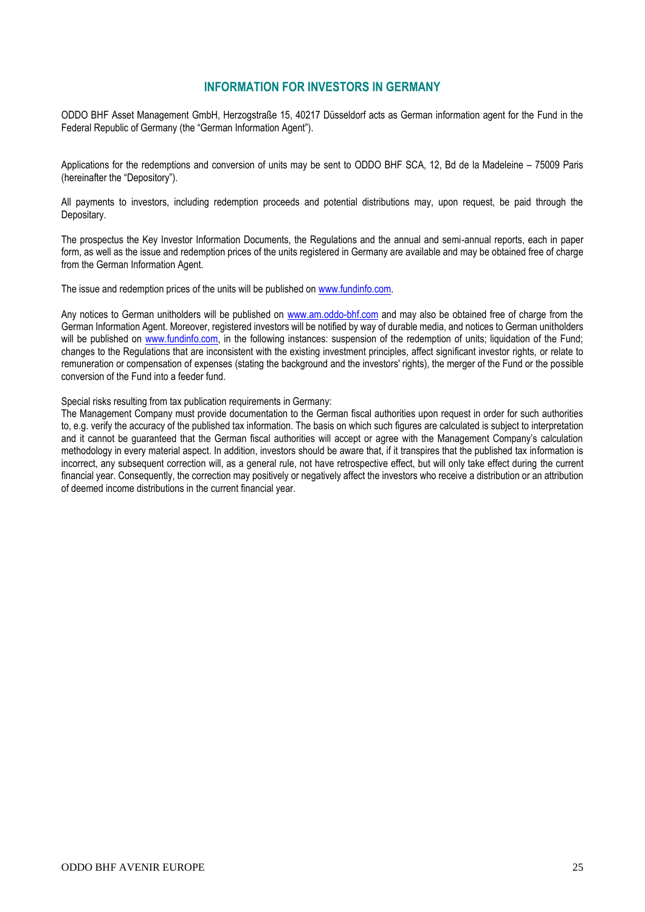## INFORMATION FOR INVESTORS IN GERMANY

ODDO BHF Asset Management GmbH, Herzogstraße 15, 40217 Düsseldorf acts as German information agent for the Fund in the Federal Republic of Germany (the "German Information Agent").

Applications for the redemptions and conversion of units may be sent to ODDO BHF SCA, 12, Bd de la Madeleine – 75009 Paris (hereinafter the "Depository").

All payments to investors, including redemption proceeds and potential distributions may, upon request, be paid through the Depositary.

The prospectus the Key Investor Information Documents, the Regulations and the annual and semi-annual reports, each in paper form, as well as the issue and redemption prices of the units registered in Germany are available and may be obtained free of charge from the German Information Agent.

The issue and redemption prices of the units will be published on www.fundinfo.com.

Any notices to German unitholders will be published on www.am.oddo-bhf.com and may also be obtained free of charge from the German Information Agent. Moreover, registered investors will be notified by way of durable media, and notices to German unitholders will be published on www.fundinfo.com, in the following instances: suspension of the redemption of units; liquidation of the Fund; changes to the Regulations that are inconsistent with the existing investment principles, affect significant investor rights, or relate to remuneration or compensation of expenses (stating the background and the investors' rights), the merger of the Fund or the possible conversion of the Fund into a feeder fund.

Special risks resulting from tax publication requirements in Germany:
The Management Company must provide documentation to the German fiscal authorities upon request in order for such authorities to, e.g. verify the accuracy of the published tax information. The basis on which such figures are calculated is subject to interpretation and it cannot be guaranteed that the German fiscal authorities will accept or agree with the Management Company's calculation methodology in every material aspect. In addition, investors should be aware that, if it transpires that the published tax information is incorrect, any subsequent correction will, as a general rule, not have retrospective effect, but will only take effect during the current financial year. Consequently, the correction may positively or negatively affect the investors who receive a distribution or an attribution of deemed income distributions in the current financial year.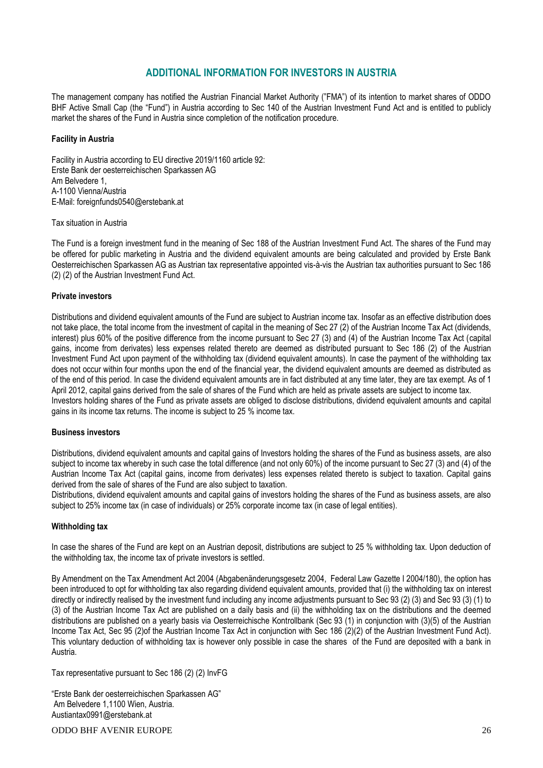## ADDITIONAL INFORMATION FOR INVESTORS IN AUSTRIA

The management company has notified the Austrian Financial Market Authority ("FMA") of its intention to market shares of ODDO BHF Active Small Cap (the "Fund") in Austria according to Sec 140 of the Austrian Investment Fund Act and is entitled to publicly market the shares of the Fund in Austria since completion of the notification procedure.

**Facility in Austria**

Facility in Austria according to EU directive 2019/1160 article 92:
Erste Bank der oesterreichischen Sparkassen AG
Am Belvedere 1,
A-1100 Vienna/Austria
E-Mail: foreignfunds0540@erstebank.at

Tax situation in Austria

The Fund is a foreign investment fund in the meaning of Sec 188 of the Austrian Investment Fund Act. The shares of the Fund may be offered for public marketing in Austria and the dividend equivalent amounts are being calculated and provided by Erste Bank Oesterreichischen Sparkassen AG as Austrian tax representative appointed vis-à-vis the Austrian tax authorities pursuant to Sec 186 (2) (2) of the Austrian Investment Fund Act.

**Private investors**

Distributions and dividend equivalent amounts of the Fund are subject to Austrian income tax. Insofar as an effective distribution does not take place, the total income from the investment of capital in the meaning of Sec 27 (2) of the Austrian Income Tax Act (dividends, interest) plus 60% of the positive difference from the income pursuant to Sec 27 (3) and (4) of the Austrian Income Tax Act (capital gains, income from derivates) less expenses related thereto are deemed as distributed pursuant to Sec 186 (2) of the Austrian Investment Fund Act upon payment of the withholding tax (dividend equivalent amounts). In case the payment of the withholding tax does not occur within four months upon the end of the financial year, the dividend equivalent amounts are deemed as distributed as of the end of this period. In case the dividend equivalent amounts are in fact distributed at any time later, they are tax exempt. As of 1 April 2012, capital gains derived from the sale of shares of the Fund which are held as private assets are subject to income tax.
Investors holding shares of the Fund as private assets are obliged to disclose distributions, dividend equivalent amounts and capital gains in its income tax returns. The income is subject to 25 % income tax.

**Business investors**

Distributions, dividend equivalent amounts and capital gains of Investors holding the shares of the Fund as business assets, are also subject to income tax whereby in such case the total difference (and not only 60%) of the income pursuant to Sec 27 (3) and (4) of the Austrian Income Tax Act (capital gains, income from derivates) less expenses related thereto is subject to taxation. Capital gains derived from the sale of shares of the Fund are also subject to taxation.
Distributions, dividend equivalent amounts and capital gains of investors holding the shares of the Fund as business assets, are also subject to 25% income tax (in case of individuals) or 25% corporate income tax (in case of legal entities).

**Withholding tax**

In case the shares of the Fund are kept on an Austrian deposit, distributions are subject to 25 % withholding tax. Upon deduction of the withholding tax, the income tax of private investors is settled.

By Amendment on the Tax Amendment Act 2004 (Abgabenänderungsgesetz 2004, Federal Law Gazette I 2004/180), the option has been introduced to opt for withholding tax also regarding dividend equivalent amounts, provided that (i) the withholding tax on interest directly or indirectly realised by the investment fund including any income adjustments pursuant to Sec 93 (2) (3) and Sec 93 (3) (1) to (3) of the Austrian Income Tax Act are published on a daily basis and (ii) the withholding tax on the distributions and the deemed distributions are published on a yearly basis via Oesterreichische Kontrollbank (Sec 93 (1) in conjunction with (3)(5) of the Austrian Income Tax Act, Sec 95 (2)of the Austrian Income Tax Act in conjunction with Sec 186 (2)(2) of the Austrian Investment Fund Act). This voluntary deduction of withholding tax is however only possible in case the shares of the Fund are deposited with a bank in Austria.

Tax representative pursuant to Sec 186 (2) (2) InvFG

"Erste Bank der oesterreichischen Sparkassen AG"
Am Belvedere 1,1100 Wien, Austria.
Austiantax0991@erstebank.at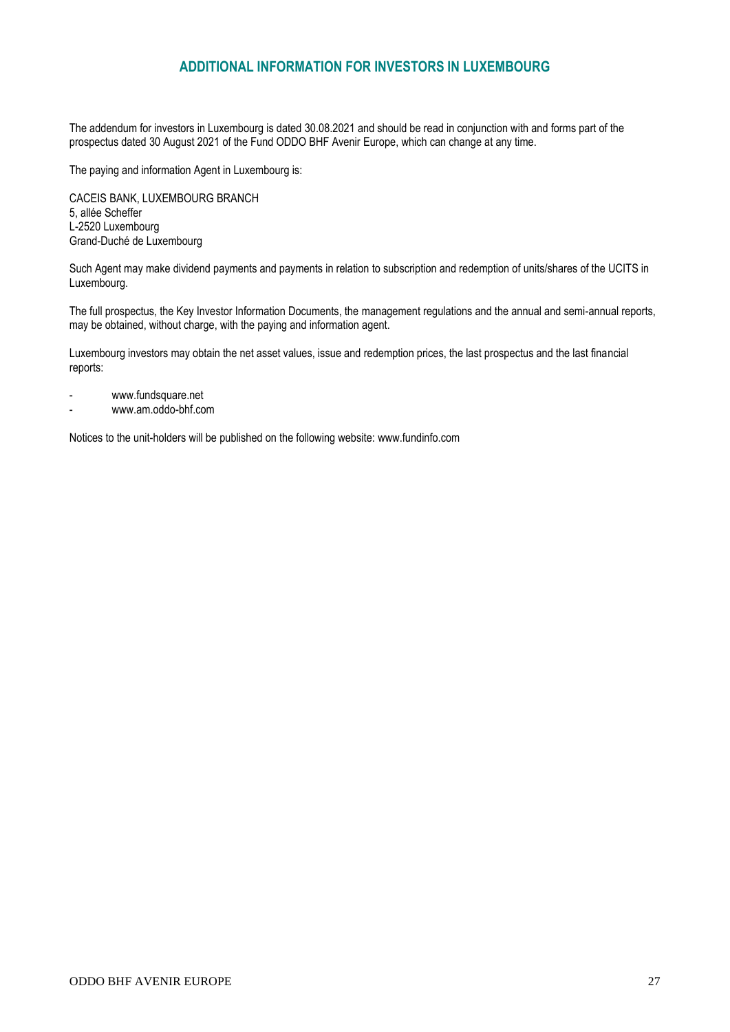## ADDITIONAL INFORMATION FOR INVESTORS IN LUXEMBOURG

The addendum for investors in Luxembourg is dated 30.08.2021 and should be read in conjunction with and forms part of the prospectus dated 30 August 2021 of the Fund ODDO BHF Avenir Europe, which can change at any time.

The paying and information Agent in Luxembourg is:

CACEIS BANK, LUXEMBOURG BRANCH
5, allée Scheffer
L-2520 Luxembourg
Grand-Duché de Luxembourg

Such Agent may make dividend payments and payments in relation to subscription and redemption of units/shares of the UCITS in Luxembourg.

The full prospectus, the Key Investor Information Documents, the management regulations and the annual and semi-annual reports, may be obtained, without charge, with the paying and information agent.

Luxembourg investors may obtain the net asset values, issue and redemption prices, the last prospectus and the last financial reports:

- www.fundsquare.net
- www.am.oddo-bhf.com

Notices to the unit-holders will be published on the following website: www.fundinfo.com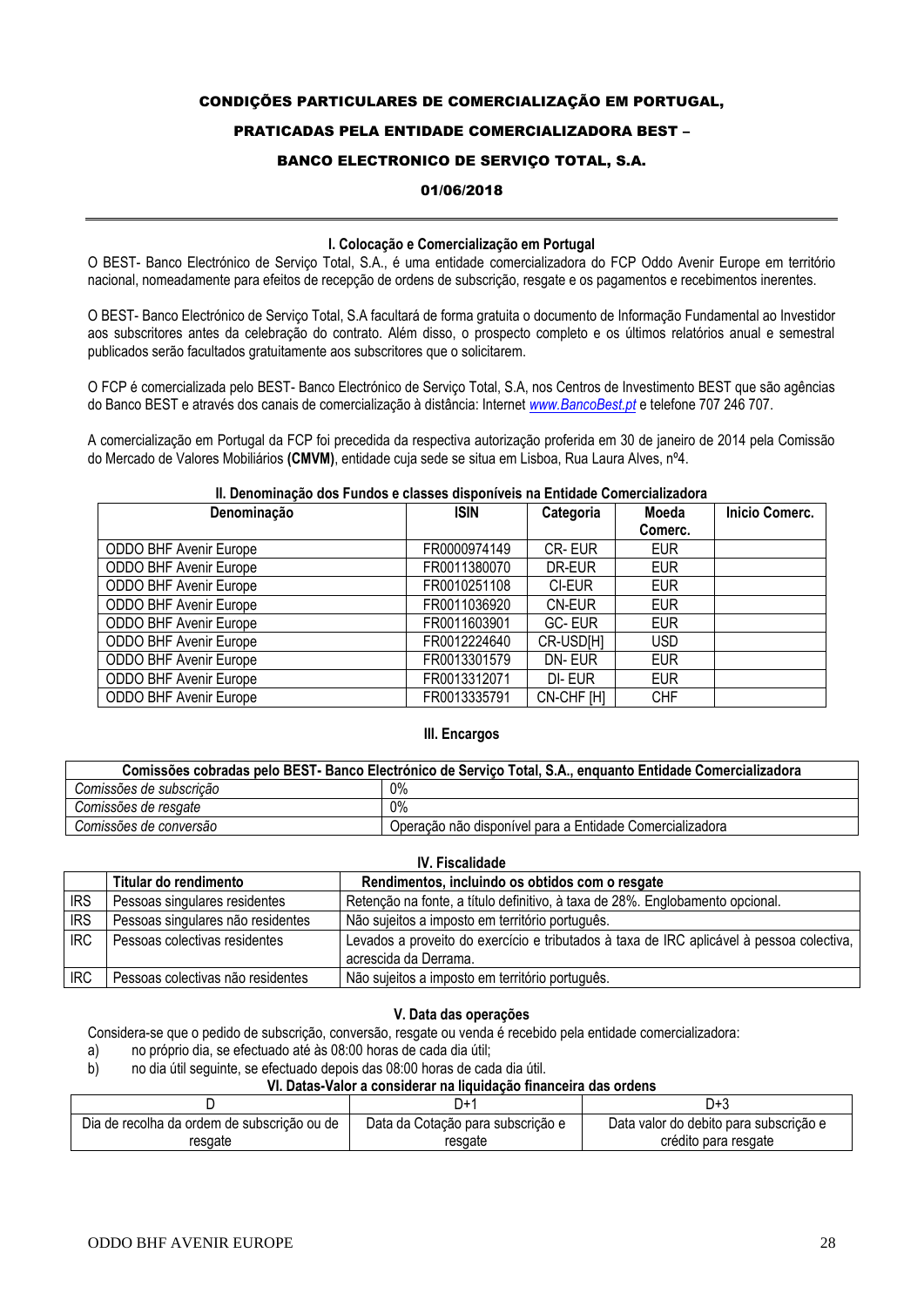# CONDIÇÕES PARTICULARES DE COMERCIALIZAÇÃO EM PORTUGAL,

# PRATICADAS PELA ENTIDADE COMERCIALIZADORA BEST –

# BANCO ELECTRONICO DE SERVIÇO TOTAL, S.A.

**01/06/2018**

## I. Colocação e Comercialização em Portugal

O BEST- Banco Electrónico de Serviço Total, S.A., é uma entidade comercializadora do FCP Oddo Avenir Europe em território nacional, nomeadamente para efeitos de recepção de ordens de subscrição, resgate e os pagamentos e recebimentos inerentes.

O BEST- Banco Electrónico de Serviço Total, S.A facultará de forma gratuita o documento de Informação Fundamental ao Investidor aos subscritores antes da celebração do contrato. Além disso, o prospecto completo e os últimos relatórios anual e semestral publicados serão facultados gratuitamente aos subscritores que o solicitarem.

O FCP é comercializada pelo BEST- Banco Electrónico de Serviço Total, S.A, nos Centros de Investimento BEST que são agências do Banco BEST e através dos canais de comercialização à distância: Internet *www.BancoBest.pt* e telefone 707 246 707.

A comercialização em Portugal da FCP foi precedida da respectiva autorização proferida em 30 de janeiro de 2014 pela Comissão do Mercado de Valores Mobiliários **(CMVM)**, entidade cuja sede se situa em Lisboa, Rua Laura Alves, nº4.

## II. Denominação dos Fundos e classes disponíveis na Entidade Comercializadora

| Denominação | ISIN | Categoria | Moeda Comerc. | Inicio Comerc. |
|---|---|---|---|---|
| ODDO BHF Avenir Europe | FR0000974149 | CR- EUR | EUR | |
| ODDO BHF Avenir Europe | FR0011380070 | DR-EUR | EUR | |
| ODDO BHF Avenir Europe | FR0010251108 | CI-EUR | EUR | |
| ODDO BHF Avenir Europe | FR0011036920 | CN-EUR | EUR | |
| ODDO BHF Avenir Europe | FR0011603901 | GC- EUR | EUR | |
| ODDO BHF Avenir Europe | FR0012224640 | CR-USD[H] | USD | |
| ODDO BHF Avenir Europe | FR0013301579 | DN- EUR | EUR | |
| ODDO BHF Avenir Europe | FR0013312071 | DI- EUR | EUR | |
| ODDO BHF Avenir Europe | FR0013335791 | CN-CHF [H] | CHF | |

## III. Encargos

| Comissões cobradas pelo BEST- Banco Electrónico de Serviço Total, S.A., enquanto Entidade Comercializadora | |
|---|---|
| *Comissões de subscrição* | 0% |
| *Comissões de resgate* | 0% |
| *Comissões de conversão* | Operação não disponível para a Entidade Comercializadora |

## IV. Fiscalidade

| | Titular do rendimento | Rendimentos, incluindo os obtidos com o resgate |
|---|---|---|
| IRS | Pessoas singulares residentes | Retenção na fonte, a título definitivo, à taxa de 28%. Englobamento opcional. |
| IRS | Pessoas singulares não residentes | Não sujeitos a imposto em território português. |
| IRC | Pessoas colectivas residentes | Levados a proveito do exercício e tributados à taxa de IRC aplicável à pessoa colectiva, acrescida da Derrama. |
| IRC | Pessoas colectivas não residentes | Não sujeitos a imposto em território português. |

## V. Data das operações

Considera-se que o pedido de subscrição, conversão, resgate ou venda é recebido pela entidade comercializadora:

a) no próprio dia, se efectuado até às 08:00 horas de cada dia útil;

b) no dia útil seguinte, se efectuado depois das 08:00 horas de cada dia útil.

## VI. Datas-Valor a considerar na liquidação financeira das ordens

| D | D+1 | D+3 |
|---|---|---|
| Dia de recolha da ordem de subscrição ou de resgate | Data da Cotação para subscrição e resgate | Data valor do debito para subscrição e crédito para resgate |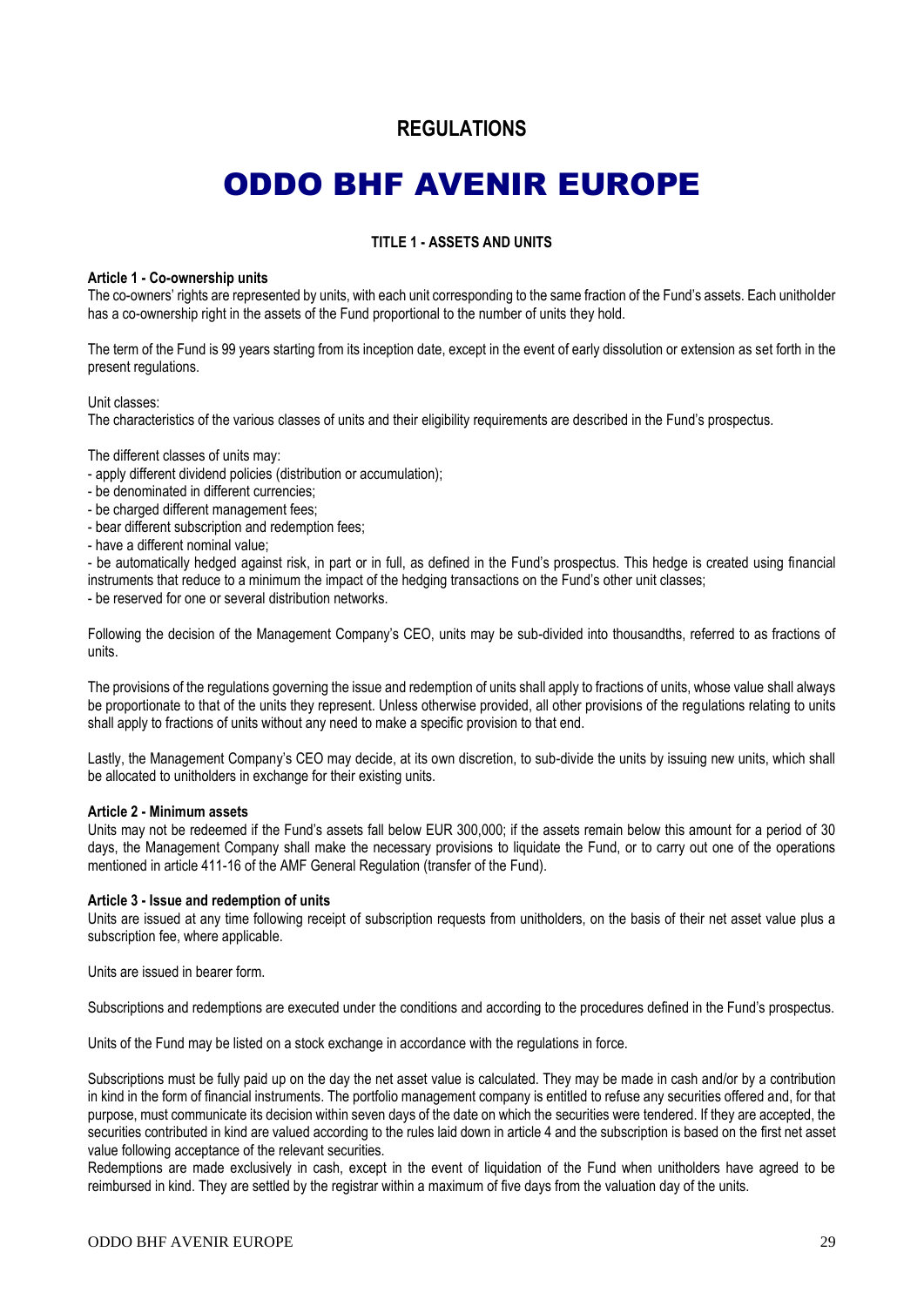## REGULATIONS

# ODDO BHF AVENIR EUROPE

### TITLE 1 - ASSETS AND UNITS

**Article 1 - Co-ownership units**

The co-owners' rights are represented by units, with each unit corresponding to the same fraction of the Fund's assets. Each unitholder has a co-ownership right in the assets of the Fund proportional to the number of units they hold.

The term of the Fund is 99 years starting from its inception date, except in the event of early dissolution or extension as set forth in the present regulations.

Unit classes:
The characteristics of the various classes of units and their eligibility requirements are described in the Fund's prospectus.

The different classes of units may:
- apply different dividend policies (distribution or accumulation);
- be denominated in different currencies;
- be charged different management fees;
- bear different subscription and redemption fees;
- have a different nominal value;
- be automatically hedged against risk, in part or in full, as defined in the Fund's prospectus. This hedge is created using financial instruments that reduce to a minimum the impact of the hedging transactions on the Fund's other unit classes;
- be reserved for one or several distribution networks.

Following the decision of the Management Company's CEO, units may be sub-divided into thousandths, referred to as fractions of units.

The provisions of the regulations governing the issue and redemption of units shall apply to fractions of units, whose value shall always be proportionate to that of the units they represent. Unless otherwise provided, all other provisions of the regulations relating to units shall apply to fractions of units without any need to make a specific provision to that end.

Lastly, the Management Company's CEO may decide, at its own discretion, to sub-divide the units by issuing new units, which shall be allocated to unitholders in exchange for their existing units.

**Article 2 - Minimum assets**

Units may not be redeemed if the Fund's assets fall below EUR 300,000; if the assets remain below this amount for a period of 30 days, the Management Company shall make the necessary provisions to liquidate the Fund, or to carry out one of the operations mentioned in article 411-16 of the AMF General Regulation (transfer of the Fund).

**Article 3 - Issue and redemption of units**

Units are issued at any time following receipt of subscription requests from unitholders, on the basis of their net asset value plus a subscription fee, where applicable.

Units are issued in bearer form.

Subscriptions and redemptions are executed under the conditions and according to the procedures defined in the Fund's prospectus.

Units of the Fund may be listed on a stock exchange in accordance with the regulations in force.

Subscriptions must be fully paid up on the day the net asset value is calculated. They may be made in cash and/or by a contribution in kind in the form of financial instruments. The portfolio management company is entitled to refuse any securities offered and, for that purpose, must communicate its decision within seven days of the date on which the securities were tendered. If they are accepted, the securities contributed in kind are valued according to the rules laid down in article 4 and the subscription is based on the first net asset value following acceptance of the relevant securities.
Redemptions are made exclusively in cash, except in the event of liquidation of the Fund when unitholders have agreed to be reimbursed in kind. They are settled by the registrar within a maximum of five days from the valuation day of the units.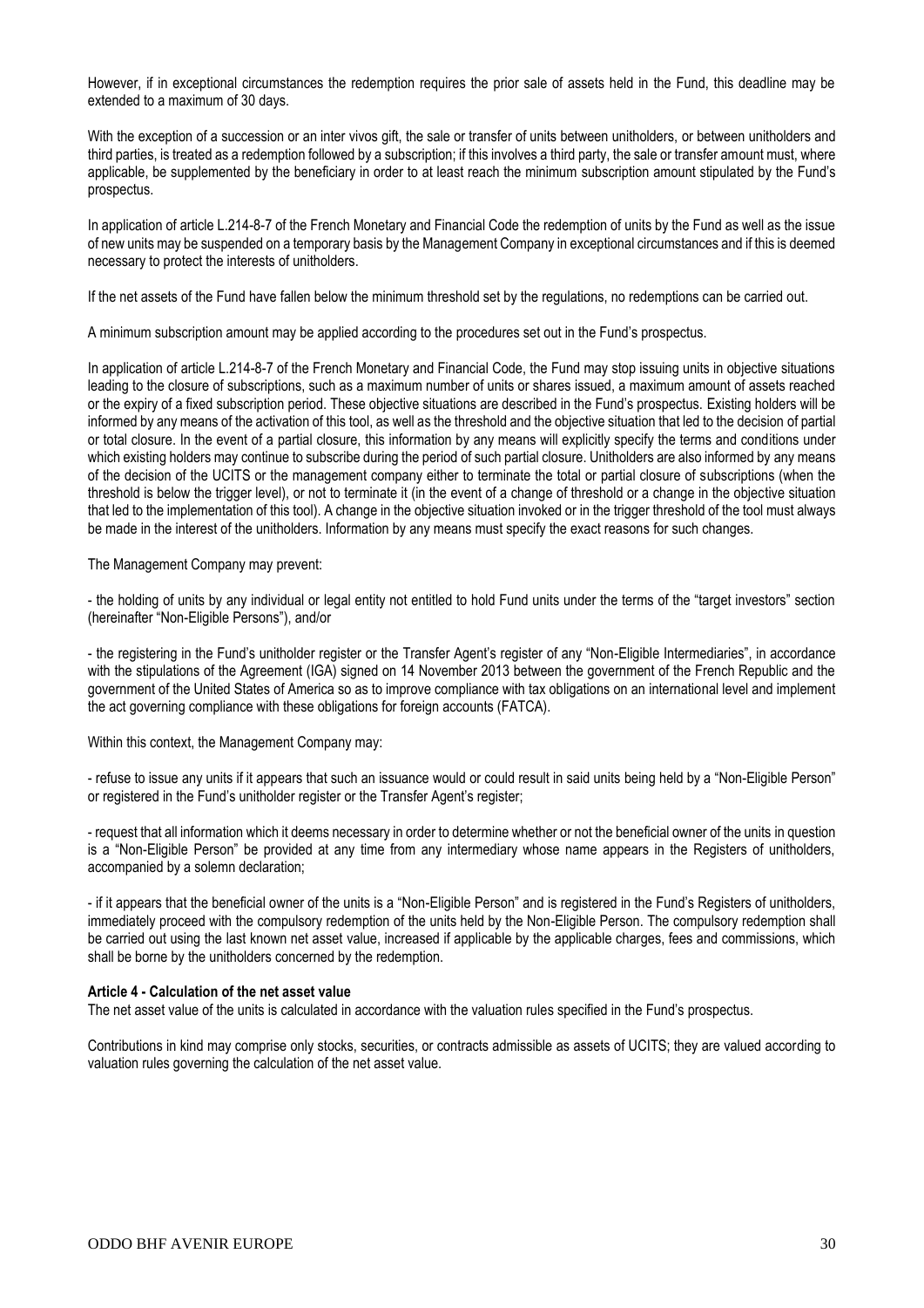However, if in exceptional circumstances the redemption requires the prior sale of assets held in the Fund, this deadline may be extended to a maximum of 30 days.

With the exception of a succession or an inter vivos gift, the sale or transfer of units between unitholders, or between unitholders and third parties, is treated as a redemption followed by a subscription; if this involves a third party, the sale or transfer amount must, where applicable, be supplemented by the beneficiary in order to at least reach the minimum subscription amount stipulated by the Fund's prospectus.

In application of article L.214-8-7 of the French Monetary and Financial Code the redemption of units by the Fund as well as the issue of new units may be suspended on a temporary basis by the Management Company in exceptional circumstances and if this is deemed necessary to protect the interests of unitholders.

If the net assets of the Fund have fallen below the minimum threshold set by the regulations, no redemptions can be carried out.

A minimum subscription amount may be applied according to the procedures set out in the Fund's prospectus.

In application of article L.214-8-7 of the French Monetary and Financial Code, the Fund may stop issuing units in objective situations leading to the closure of subscriptions, such as a maximum number of units or shares issued, a maximum amount of assets reached or the expiry of a fixed subscription period. These objective situations are described in the Fund's prospectus. Existing holders will be informed by any means of the activation of this tool, as well as the threshold and the objective situation that led to the decision of partial or total closure. In the event of a partial closure, this information by any means will explicitly specify the terms and conditions under which existing holders may continue to subscribe during the period of such partial closure. Unitholders are also informed by any means of the decision of the UCITS or the management company either to terminate the total or partial closure of subscriptions (when the threshold is below the trigger level), or not to terminate it (in the event of a change of threshold or a change in the objective situation that led to the implementation of this tool). A change in the objective situation invoked or in the trigger threshold of the tool must always be made in the interest of the unitholders. Information by any means must specify the exact reasons for such changes.

The Management Company may prevent:

- the holding of units by any individual or legal entity not entitled to hold Fund units under the terms of the "target investors" section (hereinafter "Non-Eligible Persons"), and/or

- the registering in the Fund's unitholder register or the Transfer Agent's register of any "Non-Eligible Intermediaries", in accordance with the stipulations of the Agreement (IGA) signed on 14 November 2013 between the government of the French Republic and the government of the United States of America so as to improve compliance with tax obligations on an international level and implement the act governing compliance with these obligations for foreign accounts (FATCA).

Within this context, the Management Company may:

- refuse to issue any units if it appears that such an issuance would or could result in said units being held by a "Non-Eligible Person" or registered in the Fund's unitholder register or the Transfer Agent's register;

- request that all information which it deems necessary in order to determine whether or not the beneficial owner of the units in question is a "Non-Eligible Person" be provided at any time from any intermediary whose name appears in the Registers of unitholders, accompanied by a solemn declaration;

- if it appears that the beneficial owner of the units is a "Non-Eligible Person" and is registered in the Fund's Registers of unitholders, immediately proceed with the compulsory redemption of the units held by the Non-Eligible Person. The compulsory redemption shall be carried out using the last known net asset value, increased if applicable by the applicable charges, fees and commissions, which shall be borne by the unitholders concerned by the redemption.

**Article 4 - Calculation of the net asset value**

The net asset value of the units is calculated in accordance with the valuation rules specified in the Fund's prospectus.

Contributions in kind may comprise only stocks, securities, or contracts admissible as assets of UCITS; they are valued according to valuation rules governing the calculation of the net asset value.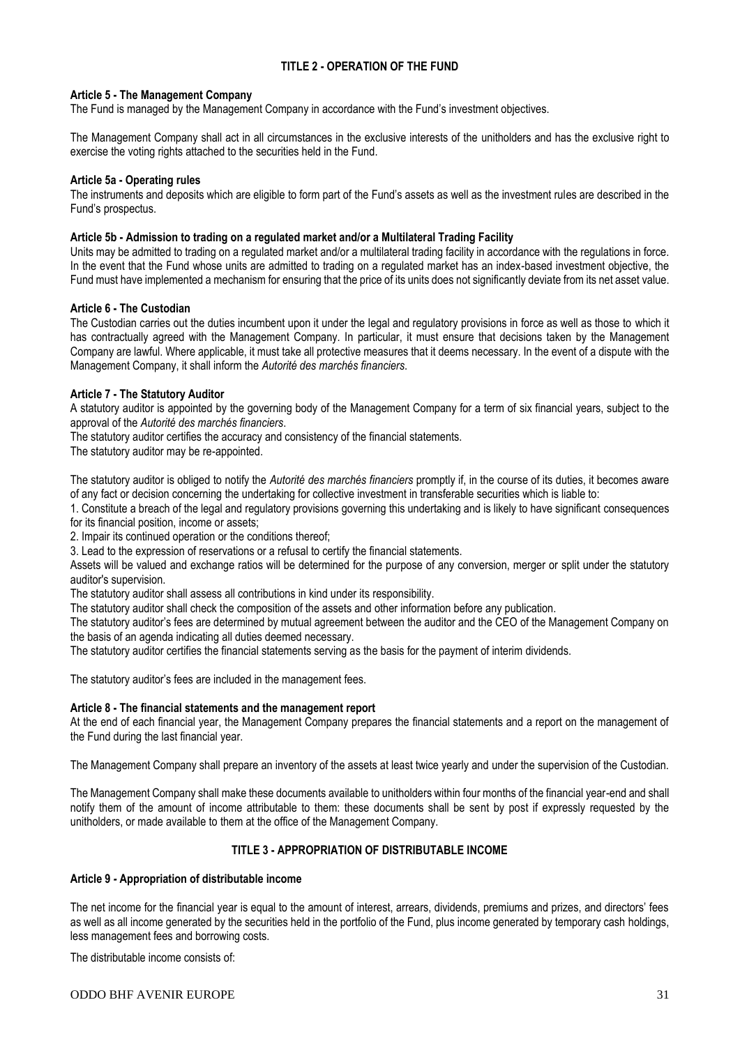## TITLE 2 - OPERATION OF THE FUND

**Article 5 - The Management Company**

The Fund is managed by the Management Company in accordance with the Fund's investment objectives.

The Management Company shall act in all circumstances in the exclusive interests of the unitholders and has the exclusive right to exercise the voting rights attached to the securities held in the Fund.

**Article 5a - Operating rules**

The instruments and deposits which are eligible to form part of the Fund's assets as well as the investment rules are described in the Fund's prospectus.

**Article 5b - Admission to trading on a regulated market and/or a Multilateral Trading Facility**

Units may be admitted to trading on a regulated market and/or a multilateral trading facility in accordance with the regulations in force. In the event that the Fund whose units are admitted to trading on a regulated market has an index-based investment objective, the Fund must have implemented a mechanism for ensuring that the price of its units does not significantly deviate from its net asset value.

**Article 6 - The Custodian**

The Custodian carries out the duties incumbent upon it under the legal and regulatory provisions in force as well as those to which it has contractually agreed with the Management Company. In particular, it must ensure that decisions taken by the Management Company are lawful. Where applicable, it must take all protective measures that it deems necessary. In the event of a dispute with the Management Company, it shall inform the *Autorité des marchés financiers*.

**Article 7 - The Statutory Auditor**

A statutory auditor is appointed by the governing body of the Management Company for a term of six financial years, subject to the approval of the *Autorité des marchés financiers*.

The statutory auditor certifies the accuracy and consistency of the financial statements.

The statutory auditor may be re-appointed.

The statutory auditor is obliged to notify the *Autorité des marchés financiers* promptly if, in the course of its duties, it becomes aware of any fact or decision concerning the undertaking for collective investment in transferable securities which is liable to:

1. Constitute a breach of the legal and regulatory provisions governing this undertaking and is likely to have significant consequences for its financial position, income or assets;
2. Impair its continued operation or the conditions thereof;
3. Lead to the expression of reservations or a refusal to certify the financial statements.

Assets will be valued and exchange ratios will be determined for the purpose of any conversion, merger or split under the statutory auditor's supervision.

The statutory auditor shall assess all contributions in kind under its responsibility.

The statutory auditor shall check the composition of the assets and other information before any publication.

The statutory auditor's fees are determined by mutual agreement between the auditor and the CEO of the Management Company on the basis of an agenda indicating all duties deemed necessary.

The statutory auditor certifies the financial statements serving as the basis for the payment of interim dividends.

The statutory auditor's fees are included in the management fees.

**Article 8 - The financial statements and the management report**

At the end of each financial year, the Management Company prepares the financial statements and a report on the management of the Fund during the last financial year.

The Management Company shall prepare an inventory of the assets at least twice yearly and under the supervision of the Custodian.

The Management Company shall make these documents available to unitholders within four months of the financial year-end and shall notify them of the amount of income attributable to them: these documents shall be sent by post if expressly requested by the unitholders, or made available to them at the office of the Management Company.

## TITLE 3 - APPROPRIATION OF DISTRIBUTABLE INCOME

**Article 9 - Appropriation of distributable income**

The net income for the financial year is equal to the amount of interest, arrears, dividends, premiums and prizes, and directors' fees as well as all income generated by the securities held in the portfolio of the Fund, plus income generated by temporary cash holdings, less management fees and borrowing costs.

The distributable income consists of: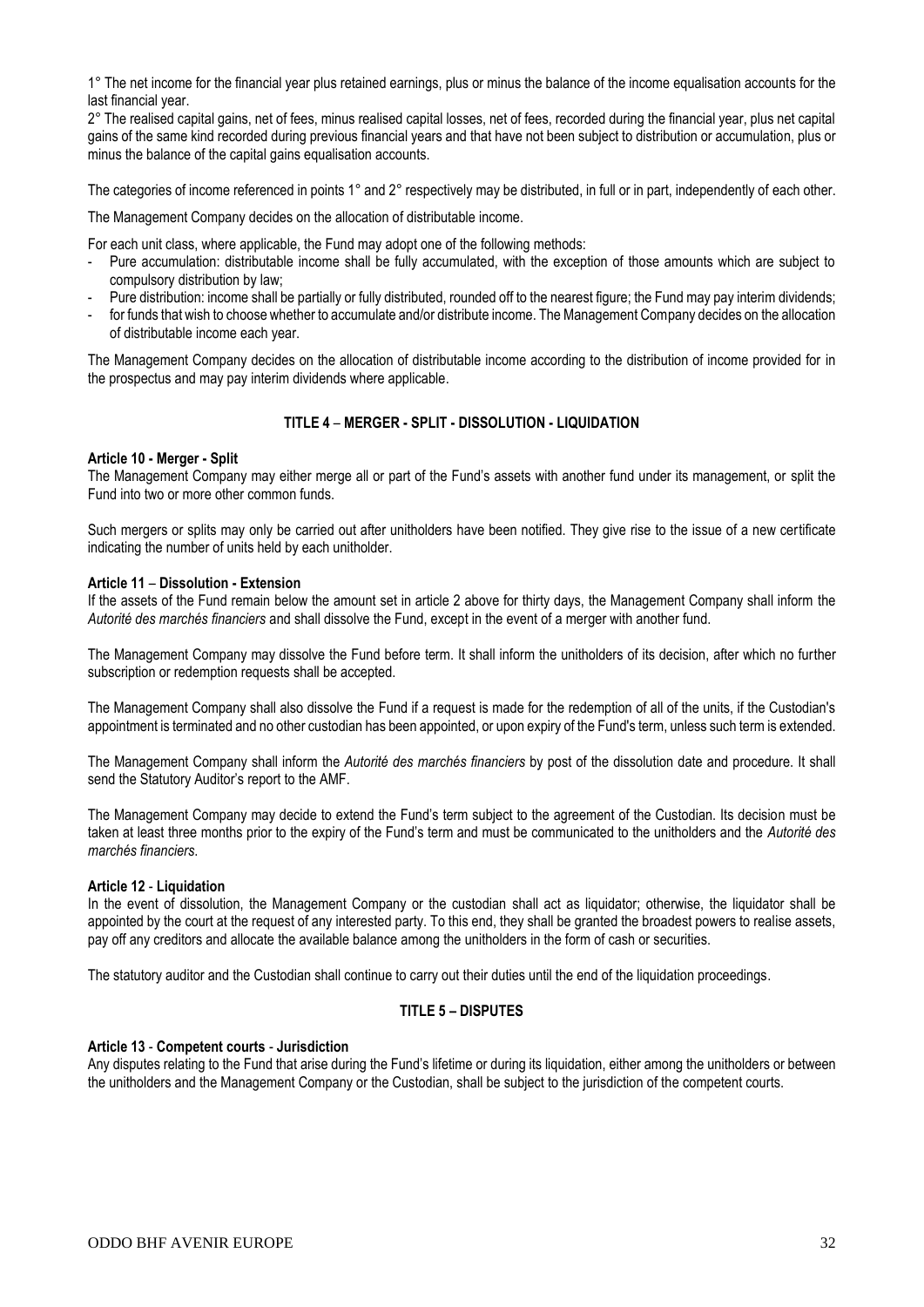1° The net income for the financial year plus retained earnings, plus or minus the balance of the income equalisation accounts for the last financial year.

2° The realised capital gains, net of fees, minus realised capital losses, net of fees, recorded during the financial year, plus net capital gains of the same kind recorded during previous financial years and that have not been subject to distribution or accumulation, plus or minus the balance of the capital gains equalisation accounts.

The categories of income referenced in points 1° and 2° respectively may be distributed, in full or in part, independently of each other.

The Management Company decides on the allocation of distributable income.

For each unit class, where applicable, the Fund may adopt one of the following methods:

- Pure accumulation: distributable income shall be fully accumulated, with the exception of those amounts which are subject to compulsory distribution by law;
- Pure distribution: income shall be partially or fully distributed, rounded off to the nearest figure; the Fund may pay interim dividends;
- for funds that wish to choose whether to accumulate and/or distribute income. The Management Company decides on the allocation of distributable income each year.

The Management Company decides on the allocation of distributable income according to the distribution of income provided for in the prospectus and may pay interim dividends where applicable.

## TITLE 4 – MERGER - SPLIT - DISSOLUTION - LIQUIDATION

**Article 10 - Merger - Split**

The Management Company may either merge all or part of the Fund's assets with another fund under its management, or split the Fund into two or more other common funds.

Such mergers or splits may only be carried out after unitholders have been notified. They give rise to the issue of a new certificate indicating the number of units held by each unitholder.

**Article 11 – Dissolution - Extension**

If the assets of the Fund remain below the amount set in article 2 above for thirty days, the Management Company shall inform the *Autorité des marchés financiers* and shall dissolve the Fund, except in the event of a merger with another fund.

The Management Company may dissolve the Fund before term. It shall inform the unitholders of its decision, after which no further subscription or redemption requests shall be accepted.

The Management Company shall also dissolve the Fund if a request is made for the redemption of all of the units, if the Custodian's appointment is terminated and no other custodian has been appointed, or upon expiry of the Fund's term, unless such term is extended.

The Management Company shall inform the *Autorité des marchés financiers* by post of the dissolution date and procedure. It shall send the Statutory Auditor's report to the AMF.

The Management Company may decide to extend the Fund's term subject to the agreement of the Custodian. Its decision must be taken at least three months prior to the expiry of the Fund's term and must be communicated to the unitholders and the *Autorité des marchés financiers*.

**Article 12 - Liquidation**

In the event of dissolution, the Management Company or the custodian shall act as liquidator; otherwise, the liquidator shall be appointed by the court at the request of any interested party. To this end, they shall be granted the broadest powers to realise assets, pay off any creditors and allocate the available balance among the unitholders in the form of cash or securities.

The statutory auditor and the Custodian shall continue to carry out their duties until the end of the liquidation proceedings.

## TITLE 5 – DISPUTES

**Article 13 - Competent courts - Jurisdiction**

Any disputes relating to the Fund that arise during the Fund's lifetime or during its liquidation, either among the unitholders or between the unitholders and the Management Company or the Custodian, shall be subject to the jurisdiction of the competent courts.